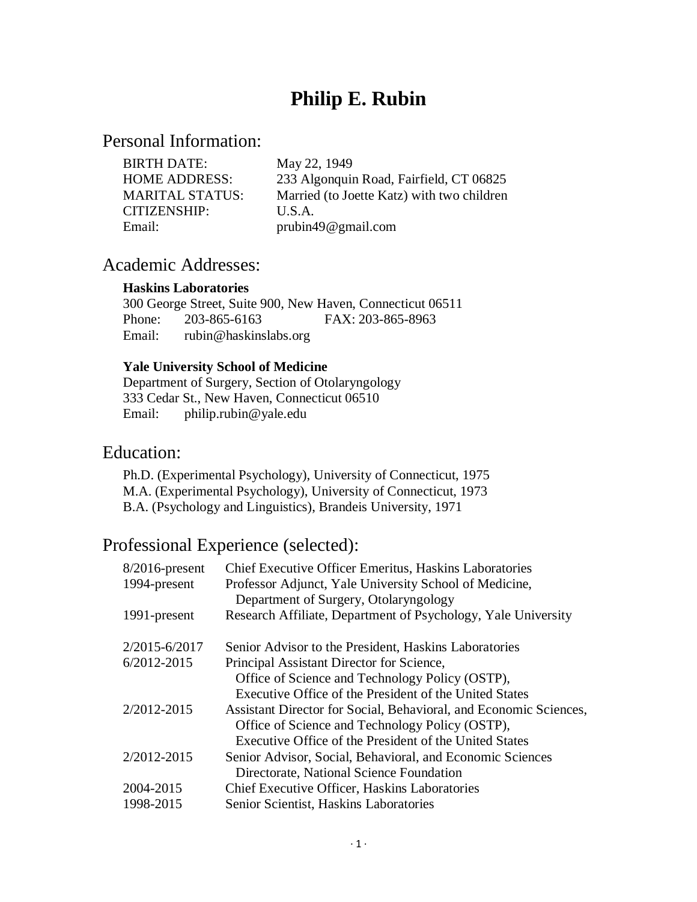# Philip E. Rubin

## Personal Information:

| | |
|---|---|
| BIRTH DATE: | May 22, 1949 |
| HOME ADDRESS: | 233 Algonquin Road, Fairfield, CT 06825 |
| MARITAL STATUS: | Married (to Joette Katz) with two children |
| CITIZENSHIP: | U.S.A. |
| Email: | prubin49@gmail.com |

## Academic Addresses:

**Haskins Laboratories**
300 George Street, Suite 900, New Haven, Connecticut 06511
Phone: 203-865-6163 FAX: 203-865-8963
Email: rubin@haskinslabs.org

**Yale University School of Medicine**
Department of Surgery, Section of Otolaryngology
333 Cedar St., New Haven, Connecticut 06510
Email: philip.rubin@yale.edu

## Education:

Ph.D. (Experimental Psychology), University of Connecticut, 1975
M.A. (Experimental Psychology), University of Connecticut, 1973
B.A. (Psychology and Linguistics), Brandeis University, 1971

## Professional Experience (selected):

| | |
|---|---|
| 8/2016-present | Chief Executive Officer Emeritus, Haskins Laboratories |
| 1994-present | Professor Adjunct, Yale University School of Medicine, Department of Surgery, Otolaryngology |
| 1991-present | Research Affiliate, Department of Psychology, Yale University |
| 2/2015-6/2017 | Senior Advisor to the President, Haskins Laboratories |
| 6/2012-2015 | Principal Assistant Director for Science, Office of Science and Technology Policy (OSTP), Executive Office of the President of the United States |
| 2/2012-2015 | Assistant Director for Social, Behavioral, and Economic Sciences, Office of Science and Technology Policy (OSTP), Executive Office of the President of the United States |
| 2/2012-2015 | Senior Advisor, Social, Behavioral, and Economic Sciences Directorate, National Science Foundation |
| 2004-2015 | Chief Executive Officer, Haskins Laboratories |
| 1998-2015 | Senior Scientist, Haskins Laboratories |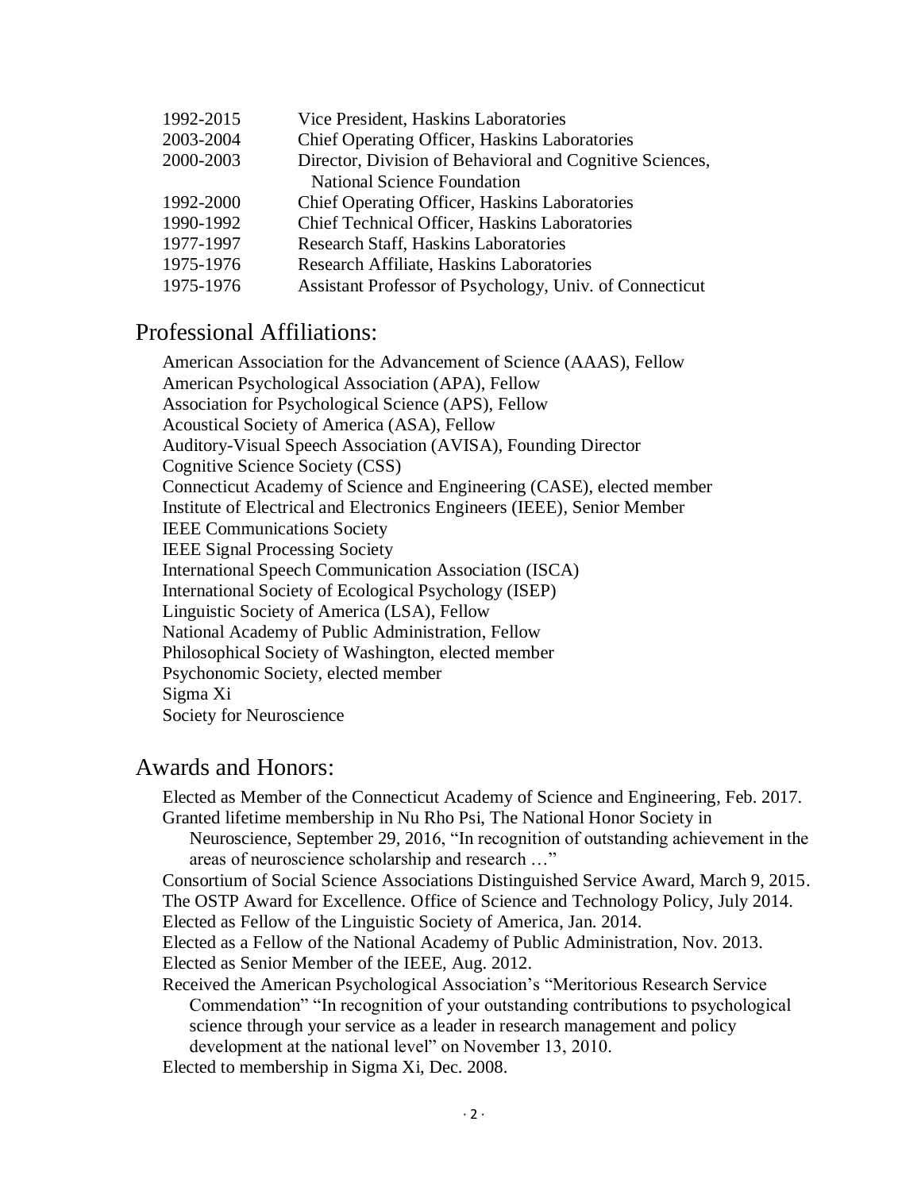| | |
|---|---|
| 1992-2015 | Vice President, Haskins Laboratories |
| 2003-2004 | Chief Operating Officer, Haskins Laboratories |
| 2000-2003 | Director, Division of Behavioral and Cognitive Sciences, National Science Foundation |
| 1992-2000 | Chief Operating Officer, Haskins Laboratories |
| 1990-1992 | Chief Technical Officer, Haskins Laboratories |
| 1977-1997 | Research Staff, Haskins Laboratories |
| 1975-1976 | Research Affiliate, Haskins Laboratories |
| 1975-1976 | Assistant Professor of Psychology, Univ. of Connecticut |

## Professional Affiliations:

American Association for the Advancement of Science (AAAS), Fellow
American Psychological Association (APA), Fellow
Association for Psychological Science (APS), Fellow
Acoustical Society of America (ASA), Fellow
Auditory-Visual Speech Association (AVISA), Founding Director
Cognitive Science Society (CSS)
Connecticut Academy of Science and Engineering (CASE), elected member
Institute of Electrical and Electronics Engineers (IEEE), Senior Member
IEEE Communications Society
IEEE Signal Processing Society
International Speech Communication Association (ISCA)
International Society of Ecological Psychology (ISEP)
Linguistic Society of America (LSA), Fellow
National Academy of Public Administration, Fellow
Philosophical Society of Washington, elected member
Psychonomic Society, elected member
Sigma Xi
Society for Neuroscience

## Awards and Honors:

Elected as Member of the Connecticut Academy of Science and Engineering, Feb. 2017.

Granted lifetime membership in Nu Rho Psi, The National Honor Society in Neuroscience, September 29, 2016, "In recognition of outstanding achievement in the areas of neuroscience scholarship and research …"

Consortium of Social Science Associations Distinguished Service Award, March 9, 2015.

The OSTP Award for Excellence. Office of Science and Technology Policy, July 2014.

Elected as Fellow of the Linguistic Society of America, Jan. 2014.

Elected as a Fellow of the National Academy of Public Administration, Nov. 2013.

Elected as Senior Member of the IEEE, Aug. 2012.

Received the American Psychological Association's "Meritorious Research Service Commendation" "In recognition of your outstanding contributions to psychological science through your service as a leader in research management and policy development at the national level" on November 13, 2010.

Elected to membership in Sigma Xi, Dec. 2008.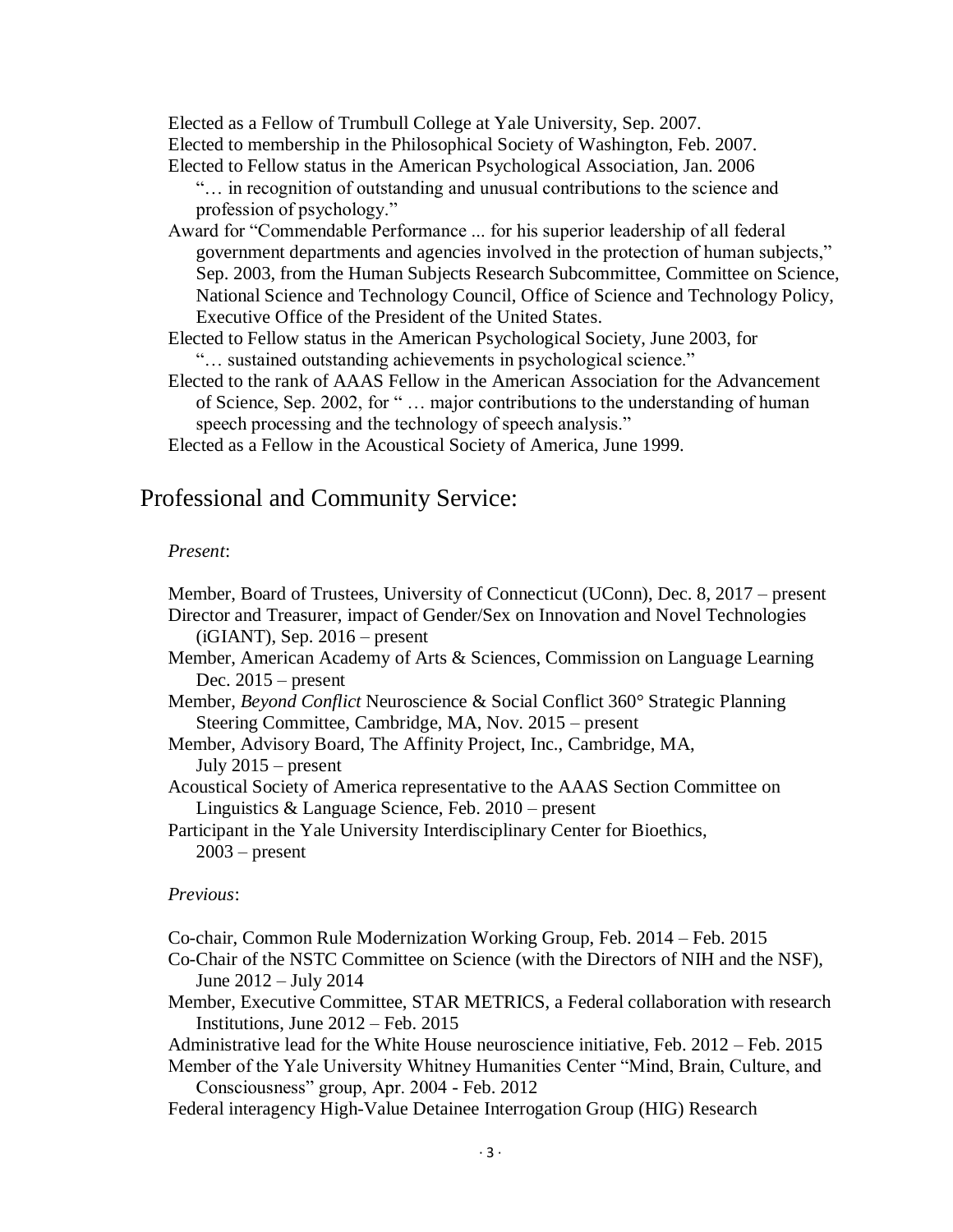Elected as a Fellow of Trumbull College at Yale University, Sep. 2007.

Elected to membership in the Philosophical Society of Washington, Feb. 2007.

Elected to Fellow status in the American Psychological Association, Jan. 2006 "… in recognition of outstanding and unusual contributions to the science and profession of psychology."

Award for "Commendable Performance ... for his superior leadership of all federal government departments and agencies involved in the protection of human subjects," Sep. 2003, from the Human Subjects Research Subcommittee, Committee on Science, National Science and Technology Council, Office of Science and Technology Policy, Executive Office of the President of the United States.

Elected to Fellow status in the American Psychological Society, June 2003, for "… sustained outstanding achievements in psychological science."

Elected to the rank of AAAS Fellow in the American Association for the Advancement of Science, Sep. 2002, for " … major contributions to the understanding of human speech processing and the technology of speech analysis."

Elected as a Fellow in the Acoustical Society of America, June 1999.

## Professional and Community Service:

*Present*:

Member, Board of Trustees, University of Connecticut (UConn), Dec. 8, 2017 – present

Director and Treasurer, impact of Gender/Sex on Innovation and Novel Technologies (iGIANT), Sep. 2016 – present

Member, American Academy of Arts & Sciences, Commission on Language Learning Dec. 2015 – present

Member, *Beyond Conflict* Neuroscience & Social Conflict 360° Strategic Planning Steering Committee, Cambridge, MA, Nov. 2015 – present

Member, Advisory Board, The Affinity Project, Inc., Cambridge, MA, July 2015 – present

Acoustical Society of America representative to the AAAS Section Committee on Linguistics & Language Science, Feb. 2010 – present

Participant in the Yale University Interdisciplinary Center for Bioethics, 2003 – present

*Previous*:

Co-chair, Common Rule Modernization Working Group, Feb. 2014 – Feb. 2015

Co-Chair of the NSTC Committee on Science (with the Directors of NIH and the NSF), June 2012 – July 2014

Member, Executive Committee, STAR METRICS, a Federal collaboration with research Institutions, June 2012 – Feb. 2015

Administrative lead for the White House neuroscience initiative, Feb. 2012 – Feb. 2015

Member of the Yale University Whitney Humanities Center "Mind, Brain, Culture, and Consciousness" group, Apr. 2004 - Feb. 2012

Federal interagency High-Value Detainee Interrogation Group (HIG) Research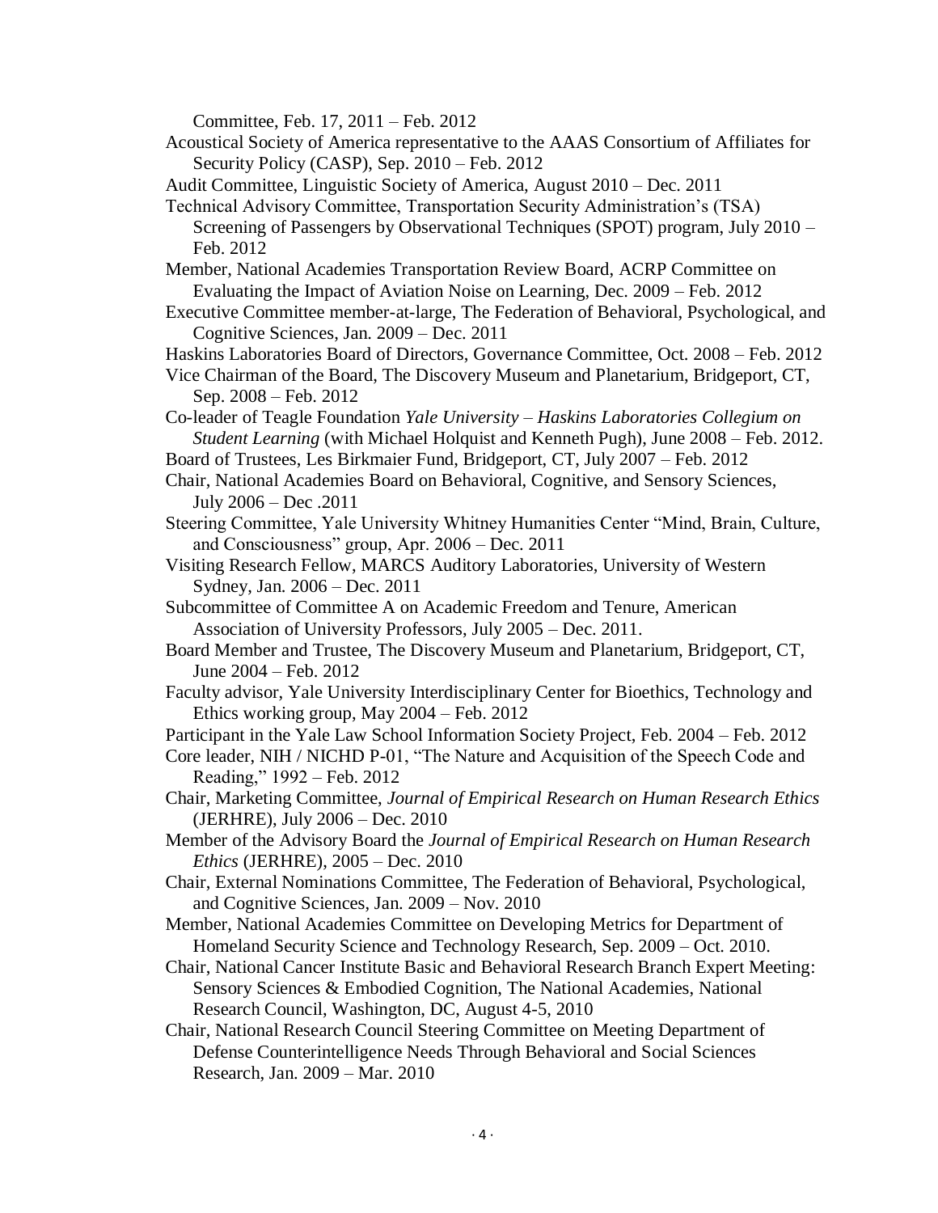Committee, Feb. 17, 2011 – Feb. 2012

Acoustical Society of America representative to the AAAS Consortium of Affiliates for Security Policy (CASP), Sep. 2010 – Feb. 2012

Audit Committee, Linguistic Society of America, August 2010 – Dec. 2011

Technical Advisory Committee, Transportation Security Administration's (TSA) Screening of Passengers by Observational Techniques (SPOT) program, July 2010 – Feb. 2012

Member, National Academies Transportation Review Board, ACRP Committee on Evaluating the Impact of Aviation Noise on Learning, Dec. 2009 – Feb. 2012

Executive Committee member-at-large, The Federation of Behavioral, Psychological, and Cognitive Sciences, Jan. 2009 – Dec. 2011

Haskins Laboratories Board of Directors, Governance Committee, Oct. 2008 – Feb. 2012

Vice Chairman of the Board, The Discovery Museum and Planetarium, Bridgeport, CT, Sep. 2008 – Feb. 2012

Co-leader of Teagle Foundation *Yale University – Haskins Laboratories Collegium on Student Learning* (with Michael Holquist and Kenneth Pugh), June 2008 – Feb. 2012.

Board of Trustees, Les Birkmaier Fund, Bridgeport, CT, July 2007 – Feb. 2012

Chair, National Academies Board on Behavioral, Cognitive, and Sensory Sciences, July 2006 – Dec .2011

Steering Committee, Yale University Whitney Humanities Center "Mind, Brain, Culture, and Consciousness" group, Apr. 2006 – Dec. 2011

Visiting Research Fellow, MARCS Auditory Laboratories, University of Western Sydney, Jan. 2006 – Dec. 2011

Subcommittee of Committee A on Academic Freedom and Tenure, American Association of University Professors, July 2005 – Dec. 2011.

Board Member and Trustee, The Discovery Museum and Planetarium, Bridgeport, CT, June 2004 – Feb. 2012

Faculty advisor, Yale University Interdisciplinary Center for Bioethics, Technology and Ethics working group, May 2004 – Feb. 2012

Participant in the Yale Law School Information Society Project, Feb. 2004 – Feb. 2012

Core leader, NIH / NICHD P-01, "The Nature and Acquisition of the Speech Code and Reading," 1992 – Feb. 2012

Chair, Marketing Committee, *Journal of Empirical Research on Human Research Ethics* (JERHRE), July 2006 – Dec. 2010

Member of the Advisory Board the *Journal of Empirical Research on Human Research Ethics* (JERHRE), 2005 – Dec. 2010

Chair, External Nominations Committee, The Federation of Behavioral, Psychological, and Cognitive Sciences, Jan. 2009 – Nov. 2010

Member, National Academies Committee on Developing Metrics for Department of Homeland Security Science and Technology Research, Sep. 2009 – Oct. 2010.

Chair, National Cancer Institute Basic and Behavioral Research Branch Expert Meeting: Sensory Sciences & Embodied Cognition, The National Academies, National Research Council, Washington, DC, August 4-5, 2010

Chair, National Research Council Steering Committee on Meeting Department of Defense Counterintelligence Needs Through Behavioral and Social Sciences Research, Jan. 2009 – Mar. 2010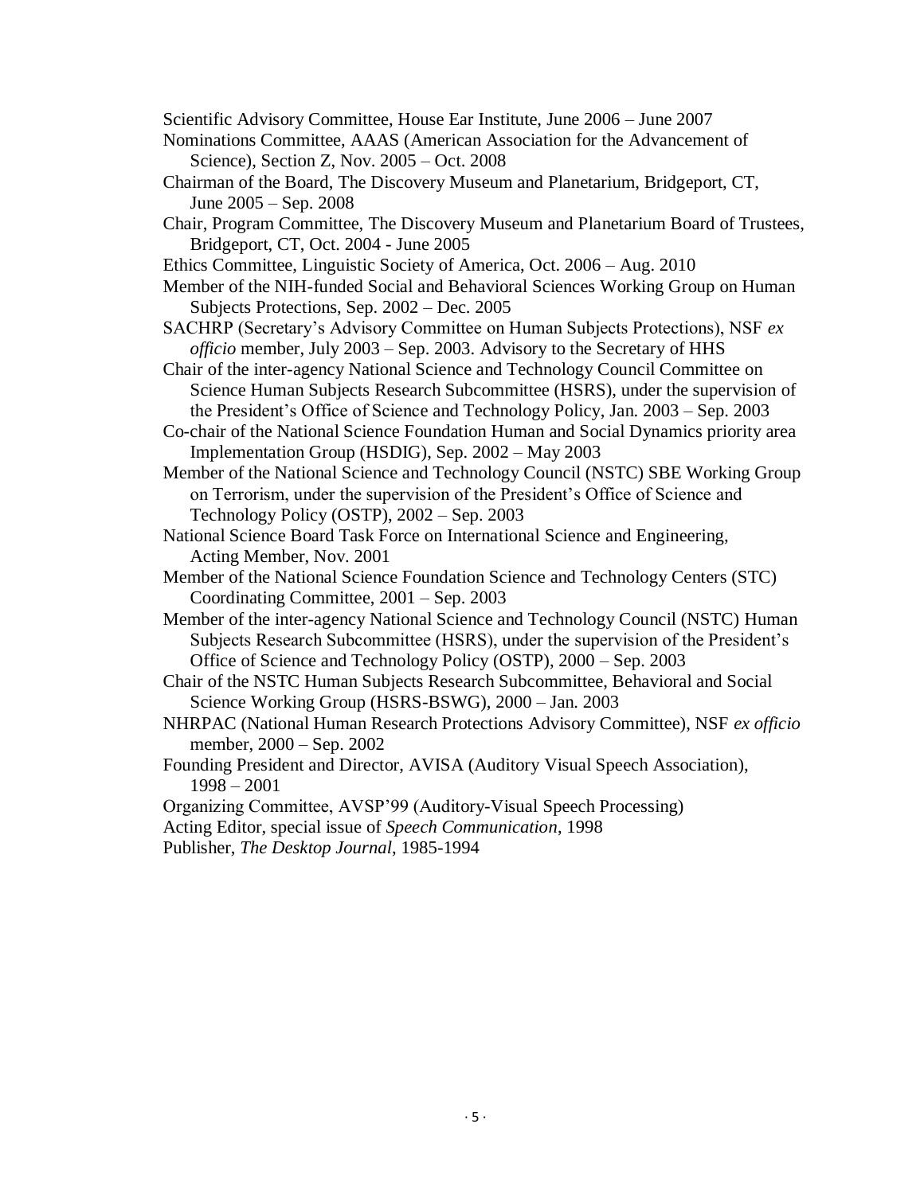Scientific Advisory Committee, House Ear Institute, June 2006 – June 2007

Nominations Committee, AAAS (American Association for the Advancement of Science), Section Z, Nov. 2005 – Oct. 2008

Chairman of the Board, The Discovery Museum and Planetarium, Bridgeport, CT, June 2005 – Sep. 2008

Chair, Program Committee, The Discovery Museum and Planetarium Board of Trustees, Bridgeport, CT, Oct. 2004 - June 2005

Ethics Committee, Linguistic Society of America, Oct. 2006 – Aug. 2010

Member of the NIH-funded Social and Behavioral Sciences Working Group on Human Subjects Protections, Sep. 2002 – Dec. 2005

SACHRP (Secretary's Advisory Committee on Human Subjects Protections), NSF *ex officio* member, July 2003 – Sep. 2003. Advisory to the Secretary of HHS

Chair of the inter-agency National Science and Technology Council Committee on Science Human Subjects Research Subcommittee (HSRS), under the supervision of the President's Office of Science and Technology Policy, Jan. 2003 – Sep. 2003

Co-chair of the National Science Foundation Human and Social Dynamics priority area Implementation Group (HSDIG), Sep. 2002 – May 2003

Member of the National Science and Technology Council (NSTC) SBE Working Group on Terrorism, under the supervision of the President's Office of Science and Technology Policy (OSTP), 2002 – Sep. 2003

National Science Board Task Force on International Science and Engineering, Acting Member, Nov. 2001

Member of the National Science Foundation Science and Technology Centers (STC) Coordinating Committee, 2001 – Sep. 2003

Member of the inter-agency National Science and Technology Council (NSTC) Human Subjects Research Subcommittee (HSRS), under the supervision of the President's Office of Science and Technology Policy (OSTP), 2000 – Sep. 2003

Chair of the NSTC Human Subjects Research Subcommittee, Behavioral and Social Science Working Group (HSRS-BSWG), 2000 – Jan. 2003

NHRPAC (National Human Research Protections Advisory Committee), NSF *ex officio* member, 2000 – Sep. 2002

Founding President and Director, AVISA (Auditory Visual Speech Association), 1998 – 2001

Organizing Committee, AVSP'99 (Auditory-Visual Speech Processing)

Acting Editor, special issue of *Speech Communication*, 1998

Publisher, *The Desktop Journal*, 1985-1994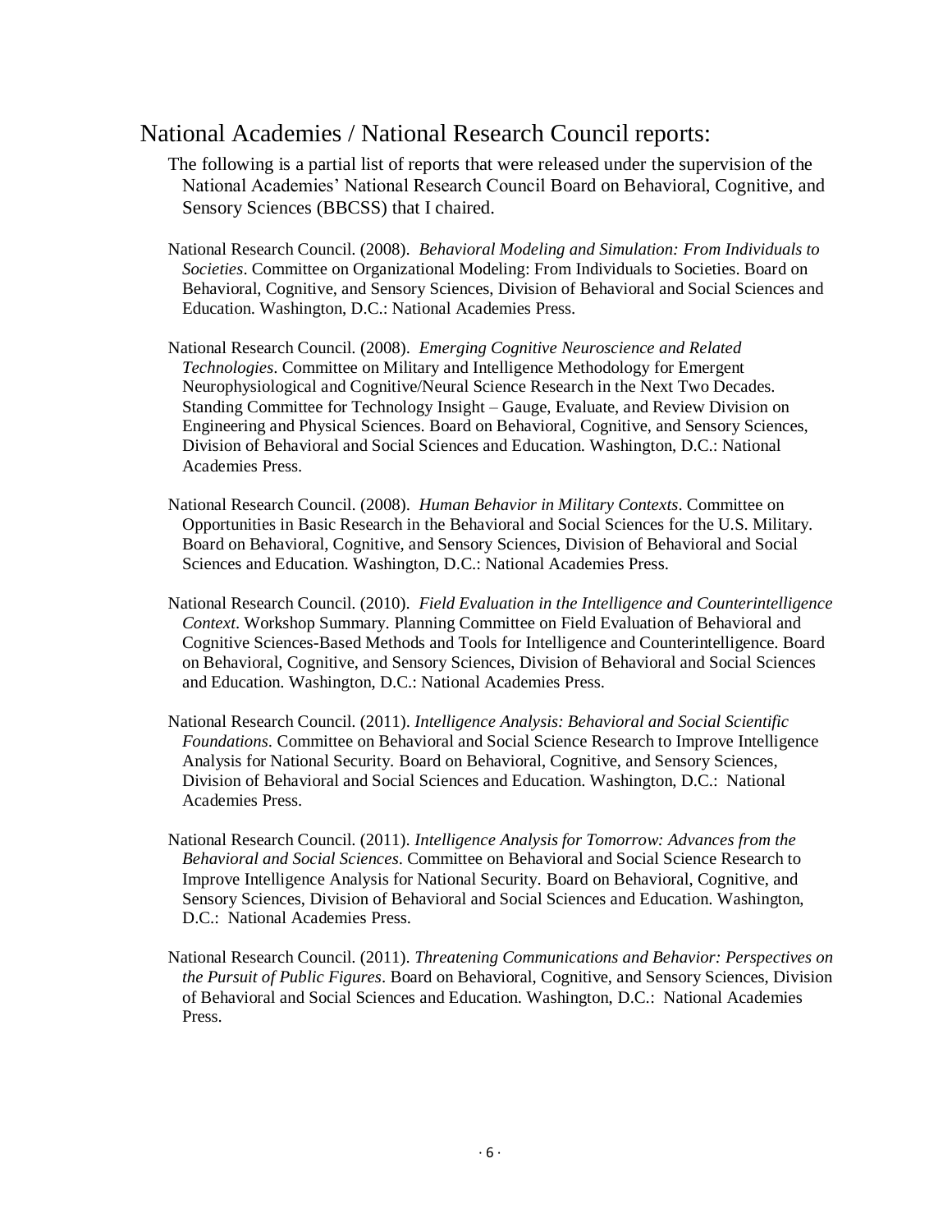## National Academies / National Research Council reports:

The following is a partial list of reports that were released under the supervision of the National Academies' National Research Council Board on Behavioral, Cognitive, and Sensory Sciences (BBCSS) that I chaired.

National Research Council. (2008). *Behavioral Modeling and Simulation: From Individuals to Societies*. Committee on Organizational Modeling: From Individuals to Societies. Board on Behavioral, Cognitive, and Sensory Sciences, Division of Behavioral and Social Sciences and Education. Washington, D.C.: National Academies Press.

National Research Council. (2008). *Emerging Cognitive Neuroscience and Related Technologies*. Committee on Military and Intelligence Methodology for Emergent Neurophysiological and Cognitive/Neural Science Research in the Next Two Decades. Standing Committee for Technology Insight – Gauge, Evaluate, and Review Division on Engineering and Physical Sciences. Board on Behavioral, Cognitive, and Sensory Sciences, Division of Behavioral and Social Sciences and Education. Washington, D.C.: National Academies Press.

National Research Council. (2008). *Human Behavior in Military Contexts*. Committee on Opportunities in Basic Research in the Behavioral and Social Sciences for the U.S. Military. Board on Behavioral, Cognitive, and Sensory Sciences, Division of Behavioral and Social Sciences and Education. Washington, D.C.: National Academies Press.

National Research Council. (2010). *Field Evaluation in the Intelligence and Counterintelligence Context*. Workshop Summary. Planning Committee on Field Evaluation of Behavioral and Cognitive Sciences-Based Methods and Tools for Intelligence and Counterintelligence. Board on Behavioral, Cognitive, and Sensory Sciences, Division of Behavioral and Social Sciences and Education. Washington, D.C.: National Academies Press.

National Research Council. (2011). *Intelligence Analysis: Behavioral and Social Scientific Foundations*. Committee on Behavioral and Social Science Research to Improve Intelligence Analysis for National Security. Board on Behavioral, Cognitive, and Sensory Sciences, Division of Behavioral and Social Sciences and Education. Washington, D.C.: National Academies Press.

National Research Council. (2011). *Intelligence Analysis for Tomorrow: Advances from the Behavioral and Social Sciences*. Committee on Behavioral and Social Science Research to Improve Intelligence Analysis for National Security. Board on Behavioral, Cognitive, and Sensory Sciences, Division of Behavioral and Social Sciences and Education. Washington, D.C.: National Academies Press.

National Research Council. (2011). *Threatening Communications and Behavior: Perspectives on the Pursuit of Public Figures*. Board on Behavioral, Cognitive, and Sensory Sciences, Division of Behavioral and Social Sciences and Education. Washington, D.C.: National Academies Press.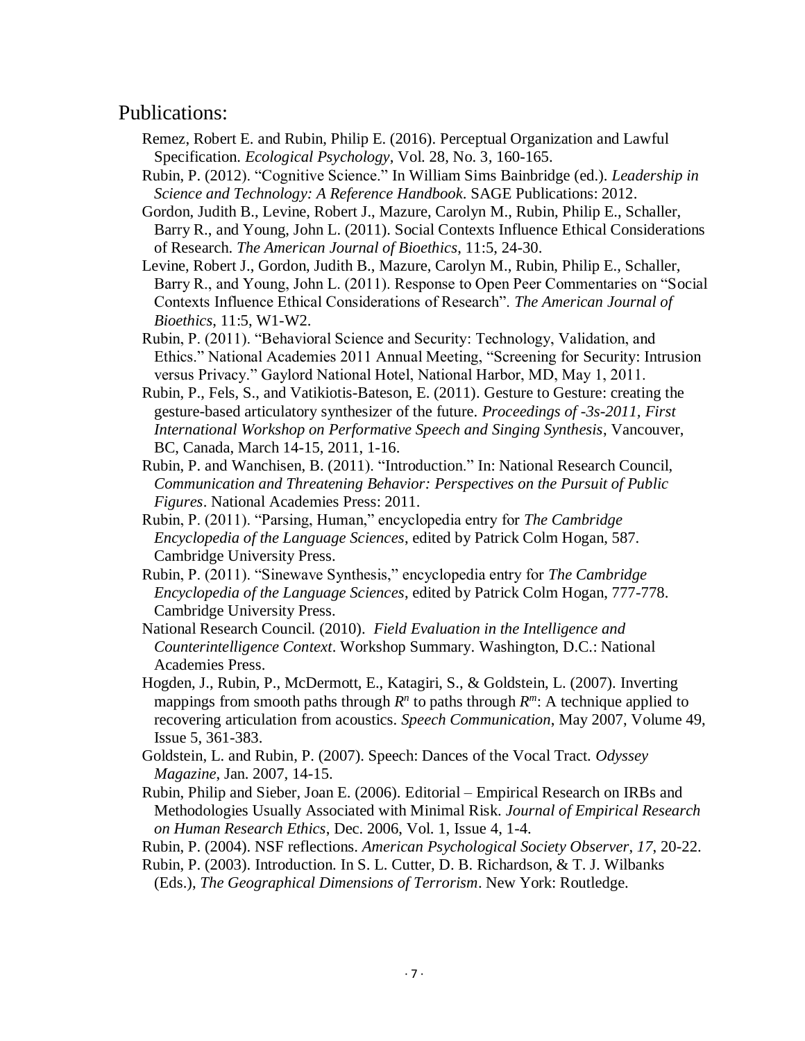## Publications:

Remez, Robert E. and Rubin, Philip E. (2016). Perceptual Organization and Lawful Specification. *Ecological Psychology*, Vol. 28, No. 3, 160-165.

Rubin, P. (2012). "Cognitive Science." In William Sims Bainbridge (ed.). *Leadership in Science and Technology: A Reference Handbook*. SAGE Publications: 2012.

Gordon, Judith B., Levine, Robert J., Mazure, Carolyn M., Rubin, Philip E., Schaller, Barry R., and Young, John L. (2011). Social Contexts Influence Ethical Considerations of Research. *The American Journal of Bioethics*, 11:5, 24-30.

Levine, Robert J., Gordon, Judith B., Mazure, Carolyn M., Rubin, Philip E., Schaller, Barry R., and Young, John L. (2011). Response to Open Peer Commentaries on "Social Contexts Influence Ethical Considerations of Research". *The American Journal of Bioethics*, 11:5, W1-W2.

Rubin, P. (2011). "Behavioral Science and Security: Technology, Validation, and Ethics." National Academies 2011 Annual Meeting, "Screening for Security: Intrusion versus Privacy." Gaylord National Hotel, National Harbor, MD, May 1, 2011.

Rubin, P., Fels, S., and Vatikiotis-Bateson, E. (2011). Gesture to Gesture: creating the gesture-based articulatory synthesizer of the future. *Proceedings of -3s-2011, First International Workshop on Performative Speech and Singing Synthesis*, Vancouver, BC, Canada, March 14-15, 2011, 1-16.

Rubin, P. and Wanchisen, B. (2011). "Introduction." In: National Research Council, *Communication and Threatening Behavior: Perspectives on the Pursuit of Public Figures*. National Academies Press: 2011.

Rubin, P. (2011). "Parsing, Human," encyclopedia entry for *The Cambridge Encyclopedia of the Language Sciences*, edited by Patrick Colm Hogan, 587. Cambridge University Press.

Rubin, P. (2011). "Sinewave Synthesis," encyclopedia entry for *The Cambridge Encyclopedia of the Language Sciences*, edited by Patrick Colm Hogan, 777-778. Cambridge University Press.

National Research Council. (2010). *Field Evaluation in the Intelligence and Counterintelligence Context*. Workshop Summary. Washington, D.C.: National Academies Press.

Hogden, J., Rubin, P., McDermott, E., Katagiri, S., & Goldstein, L. (2007). Inverting mappings from smooth paths through $R^n$ to paths through $R^m$: A technique applied to recovering articulation from acoustics. *Speech Communication*, May 2007, Volume 49, Issue 5, 361-383.

Goldstein, L. and Rubin, P. (2007). Speech: Dances of the Vocal Tract. *Odyssey Magazine*, Jan. 2007, 14-15.

Rubin, Philip and Sieber, Joan E. (2006). Editorial – Empirical Research on IRBs and Methodologies Usually Associated with Minimal Risk. *Journal of Empirical Research on Human Research Ethics*, Dec. 2006, Vol. 1, Issue 4, 1-4.

Rubin, P. (2004). NSF reflections. *American Psychological Society Observer*, *17*, 20-22.

Rubin, P. (2003). Introduction. In S. L. Cutter, D. B. Richardson, & T. J. Wilbanks (Eds.), *The Geographical Dimensions of Terrorism*. New York: Routledge.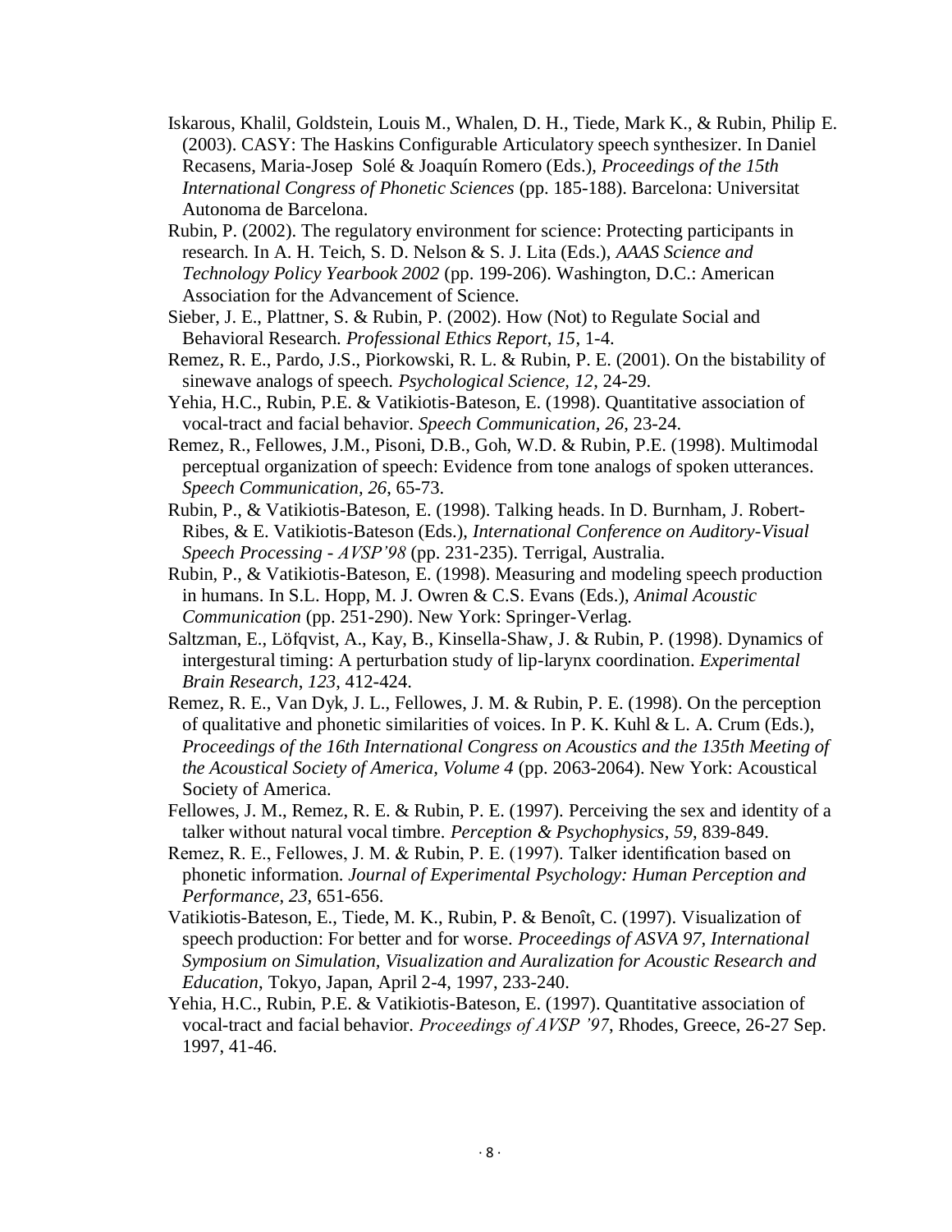Iskarous, Khalil, Goldstein, Louis M., Whalen, D. H., Tiede, Mark K., & Rubin, Philip E. (2003). CASY: The Haskins Configurable Articulatory speech synthesizer. In Daniel Recasens, Maria-Josep Solé & Joaquín Romero (Eds.), *Proceedings of the 15th International Congress of Phonetic Sciences* (pp. 185-188). Barcelona: Universitat Autonoma de Barcelona.

Rubin, P. (2002). The regulatory environment for science: Protecting participants in research. In A. H. Teich, S. D. Nelson & S. J. Lita (Eds.), *AAAS Science and Technology Policy Yearbook 2002* (pp. 199-206). Washington, D.C.: American Association for the Advancement of Science.

Sieber, J. E., Plattner, S. & Rubin, P. (2002). How (Not) to Regulate Social and Behavioral Research. *Professional Ethics Report*, *15*, 1-4.

Remez, R. E., Pardo, J.S., Piorkowski, R. L. & Rubin, P. E. (2001). On the bistability of sinewave analogs of speech. *Psychological Science, 12*, 24-29.

Yehia, H.C., Rubin, P.E. & Vatikiotis-Bateson, E. (1998). Quantitative association of vocal-tract and facial behavior. *Speech Communication, 26*, 23-24.

Remez, R., Fellowes, J.M., Pisoni, D.B., Goh, W.D. & Rubin, P.E. (1998). Multimodal perceptual organization of speech: Evidence from tone analogs of spoken utterances. *Speech Communication, 26*, 65-73.

Rubin, P., & Vatikiotis-Bateson, E. (1998). Talking heads. In D. Burnham, J. Robert-Ribes, & E. Vatikiotis-Bateson (Eds.), *International Conference on Auditory-Visual Speech Processing - AVSP'98* (pp. 231-235). Terrigal, Australia.

Rubin, P., & Vatikiotis-Bateson, E. (1998). Measuring and modeling speech production in humans. In S.L. Hopp, M. J. Owren & C.S. Evans (Eds.), *Animal Acoustic Communication* (pp. 251-290). New York: Springer-Verlag.

Saltzman, E., Löfqvist, A., Kay, B., Kinsella-Shaw, J. & Rubin, P. (1998). Dynamics of intergestural timing: A perturbation study of lip-larynx coordination. *Experimental Brain Research*, *123*, 412-424.

Remez, R. E., Van Dyk, J. L., Fellowes, J. M. & Rubin, P. E. (1998). On the perception of qualitative and phonetic similarities of voices. In P. K. Kuhl & L. A. Crum (Eds.), *Proceedings of the 16th International Congress on Acoustics and the 135th Meeting of the Acoustical Society of America, Volume 4* (pp. 2063-2064). New York: Acoustical Society of America.

Fellowes, J. M., Remez, R. E. & Rubin, P. E. (1997). Perceiving the sex and identity of a talker without natural vocal timbre. *Perception & Psychophysics*, *59*, 839-849.

Remez, R. E., Fellowes, J. M. & Rubin, P. E. (1997). Talker identification based on phonetic information. *Journal of Experimental Psychology: Human Perception and Performance*, *23,* 651-656.

Vatikiotis-Bateson, E., Tiede, M. K., Rubin, P. & Benoît, C. (1997). Visualization of speech production: For better and for worse. *Proceedings of ASVA 97, International Symposium on Simulation, Visualization and Auralization for Acoustic Research and Education*, Tokyo, Japan, April 2-4, 1997, 233-240.

Yehia, H.C., Rubin, P.E. & Vatikiotis-Bateson, E. (1997). Quantitative association of vocal-tract and facial behavior. *Proceedings of AVSP '97*, Rhodes, Greece, 26-27 Sep. 1997, 41-46.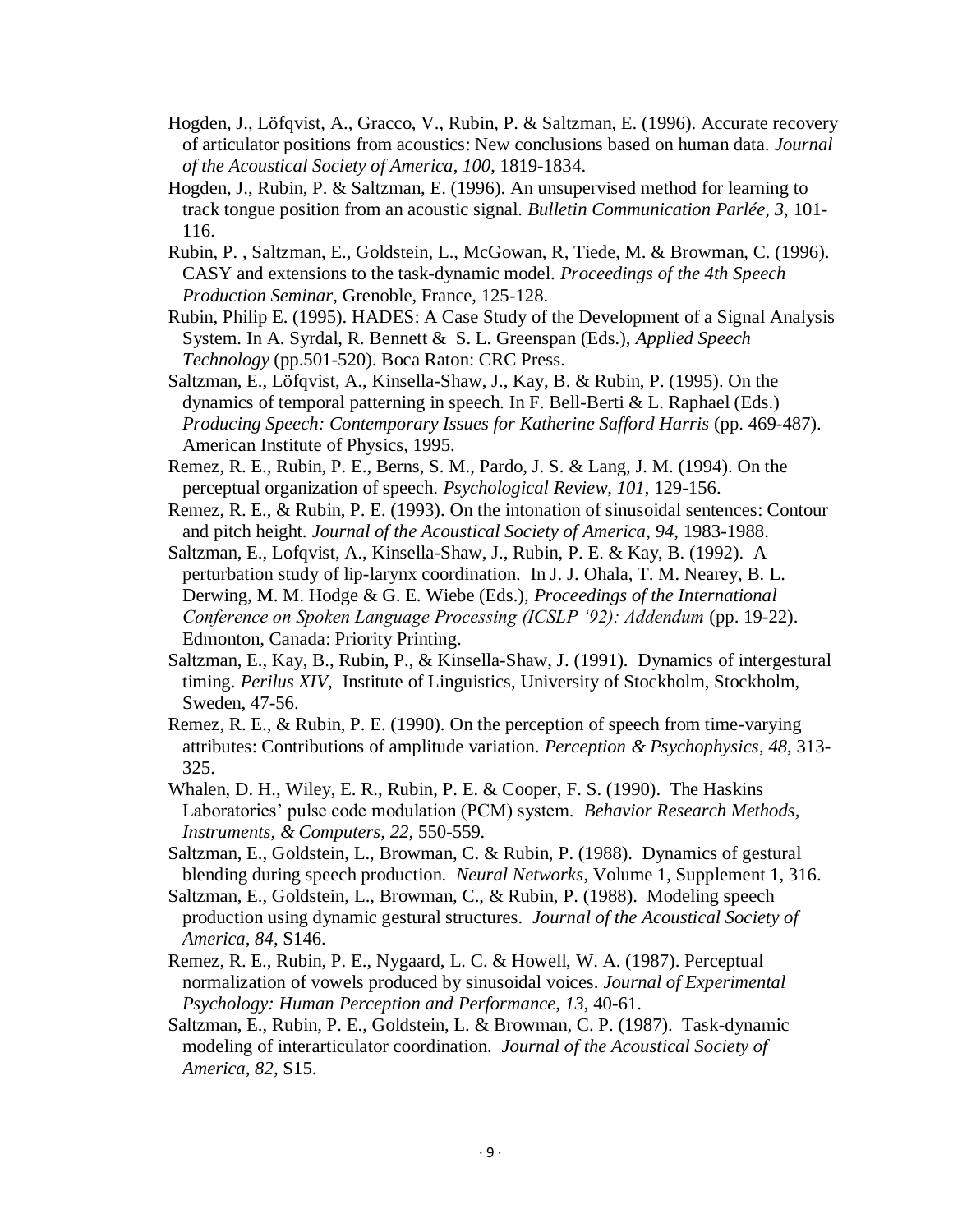Hogden, J., Löfqvist, A., Gracco, V., Rubin, P. & Saltzman, E. (1996). Accurate recovery of articulator positions from acoustics: New conclusions based on human data. *Journal of the Acoustical Society of America*, *100*, 1819-1834.

Hogden, J., Rubin, P. & Saltzman, E. (1996). An unsupervised method for learning to track tongue position from an acoustic signal. *Bulletin Communication Parlée, 3*, 101-116.

Rubin, P. , Saltzman, E., Goldstein, L., McGowan, R, Tiede, M. & Browman, C. (1996). CASY and extensions to the task-dynamic model. *Proceedings of the 4th Speech Production Seminar*, Grenoble, France, 125-128.

Rubin, Philip E. (1995). HADES: A Case Study of the Development of a Signal Analysis System. In A. Syrdal, R. Bennett & S. L. Greenspan (Eds.), *Applied Speech Technology* (pp.501-520). Boca Raton: CRC Press.

Saltzman, E., Löfqvist, A., Kinsella-Shaw, J., Kay, B. & Rubin, P. (1995). On the dynamics of temporal patterning in speech. In F. Bell-Berti & L. Raphael (Eds.) *Producing Speech: Contemporary Issues for Katherine Safford Harris* (pp. 469-487). American Institute of Physics, 1995.

Remez, R. E., Rubin, P. E., Berns, S. M., Pardo, J. S. & Lang, J. M. (1994). On the perceptual organization of speech. *Psychological Review*, *101*, 129-156.

Remez, R. E., & Rubin, P. E. (1993). On the intonation of sinusoidal sentences: Contour and pitch height. *Journal of the Acoustical Society of America*, *94*, 1983-1988.

Saltzman, E., Lofqvist, A., Kinsella-Shaw, J., Rubin, P. E. & Kay, B. (1992). A perturbation study of lip-larynx coordination. In J. J. Ohala, T. M. Nearey, B. L. Derwing, M. M. Hodge & G. E. Wiebe (Eds.), *Proceedings of the International Conference on Spoken Language Processing (ICSLP '92): Addendum* (pp. 19-22). Edmonton, Canada: Priority Printing.

Saltzman, E., Kay, B., Rubin, P., & Kinsella-Shaw, J. (1991). Dynamics of intergestural timing. *Perilus XIV,* Institute of Linguistics, University of Stockholm, Stockholm, Sweden, 47-56.

Remez, R. E., & Rubin, P. E. (1990). On the perception of speech from time-varying attributes: Contributions of amplitude variation. *Perception & Psychophysics*, *48*, 313-325.

Whalen, D. H., Wiley, E. R., Rubin, P. E. & Cooper, F. S. (1990). The Haskins Laboratories' pulse code modulation (PCM) system. *Behavior Research Methods, Instruments, & Computers*, *22*, 550-559.

Saltzman, E., Goldstein, L., Browman, C. & Rubin, P. (1988). Dynamics of gestural blending during speech production. *Neural Networks*, Volume 1, Supplement 1, 316.

Saltzman, E., Goldstein, L., Browman, C., & Rubin, P. (1988). Modeling speech production using dynamic gestural structures. *Journal of the Acoustical Society of America, 84*, S146.

Remez, R. E., Rubin, P. E., Nygaard, L. C. & Howell, W. A. (1987). Perceptual normalization of vowels produced by sinusoidal voices. *Journal of Experimental Psychology: Human Perception and Performance*, *13*, 40-61.

Saltzman, E., Rubin, P. E., Goldstein, L. & Browman, C. P. (1987). Task-dynamic modeling of interarticulator coordination. *Journal of the Acoustical Society of America, 82*, S15.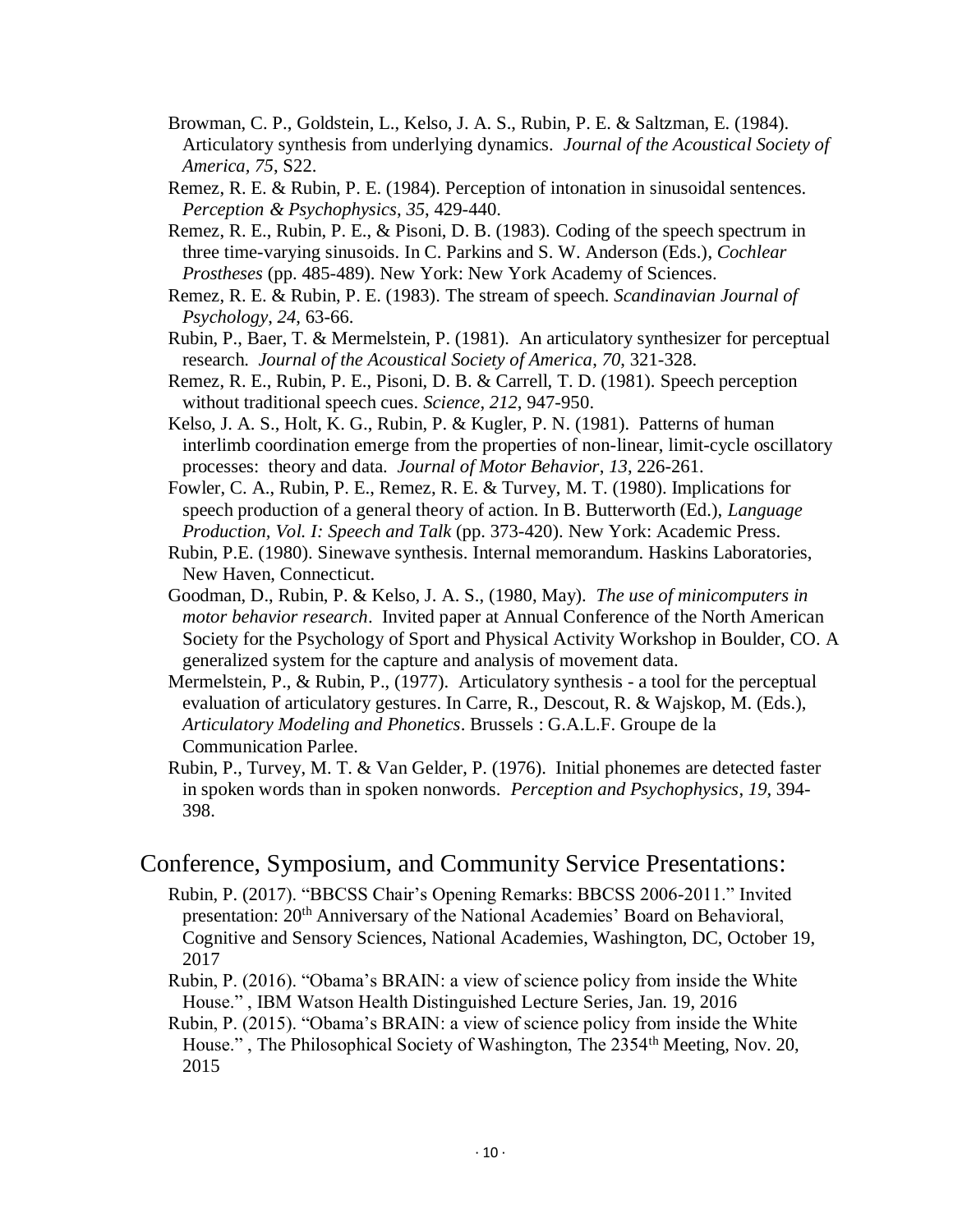Browman, C. P., Goldstein, L., Kelso, J. A. S., Rubin, P. E. & Saltzman, E. (1984). Articulatory synthesis from underlying dynamics. *Journal of the Acoustical Society of America, 75*, S22.

Remez, R. E. & Rubin, P. E. (1984). Perception of intonation in sinusoidal sentences. *Perception & Psychophysics*, *35*, 429-440.

Remez, R. E., Rubin, P. E., & Pisoni, D. B. (1983). Coding of the speech spectrum in three time-varying sinusoids. In C. Parkins and S. W. Anderson (Eds.), *Cochlear Prostheses* (pp. 485-489). New York: New York Academy of Sciences.

Remez, R. E. & Rubin, P. E. (1983). The stream of speech. *Scandinavian Journal of Psychology*, *24*, 63-66.

Rubin, P., Baer, T. & Mermelstein, P. (1981). An articulatory synthesizer for perceptual research. *Journal of the Acoustical Society of America*, *70*, 321-328.

Remez, R. E., Rubin, P. E., Pisoni, D. B. & Carrell, T. D. (1981). Speech perception without traditional speech cues. *Science*, *212*, 947-950.

Kelso, J. A. S., Holt, K. G., Rubin, P. & Kugler, P. N. (1981). Patterns of human interlimb coordination emerge from the properties of non-linear, limit-cycle oscillatory processes: theory and data. *Journal of Motor Behavior*, *13*, 226-261.

Fowler, C. A., Rubin, P. E., Remez, R. E. & Turvey, M. T. (1980). Implications for speech production of a general theory of action. In B. Butterworth (Ed.), *Language Production, Vol. I: Speech and Talk* (pp. 373-420). New York: Academic Press.

Rubin, P.E. (1980). Sinewave synthesis. Internal memorandum. Haskins Laboratories, New Haven, Connecticut.

Goodman, D., Rubin, P. & Kelso, J. A. S., (1980, May). *The use of minicomputers in motor behavior research*. Invited paper at Annual Conference of the North American Society for the Psychology of Sport and Physical Activity Workshop in Boulder, CO. A generalized system for the capture and analysis of movement data.

Mermelstein, P., & Rubin, P., (1977). Articulatory synthesis - a tool for the perceptual evaluation of articulatory gestures. In Carre, R., Descout, R. & Wajskop, M. (Eds.), *Articulatory Modeling and Phonetics*. Brussels : G.A.L.F. Groupe de la Communication Parlee.

Rubin, P., Turvey, M. T. & Van Gelder, P. (1976). Initial phonemes are detected faster in spoken words than in spoken nonwords. *Perception and Psychophysics*, *19*, 394-398.

## Conference, Symposium, and Community Service Presentations:

Rubin, P. (2017). "BBCSS Chair's Opening Remarks: BBCSS 2006-2011." Invited presentation: 20th Anniversary of the National Academies' Board on Behavioral, Cognitive and Sensory Sciences, National Academies, Washington, DC, October 19, 2017

Rubin, P. (2016). "Obama's BRAIN: a view of science policy from inside the White House." , IBM Watson Health Distinguished Lecture Series, Jan. 19, 2016

Rubin, P. (2015). "Obama's BRAIN: a view of science policy from inside the White House." , The Philosophical Society of Washington, The 2354th Meeting, Nov. 20, 2015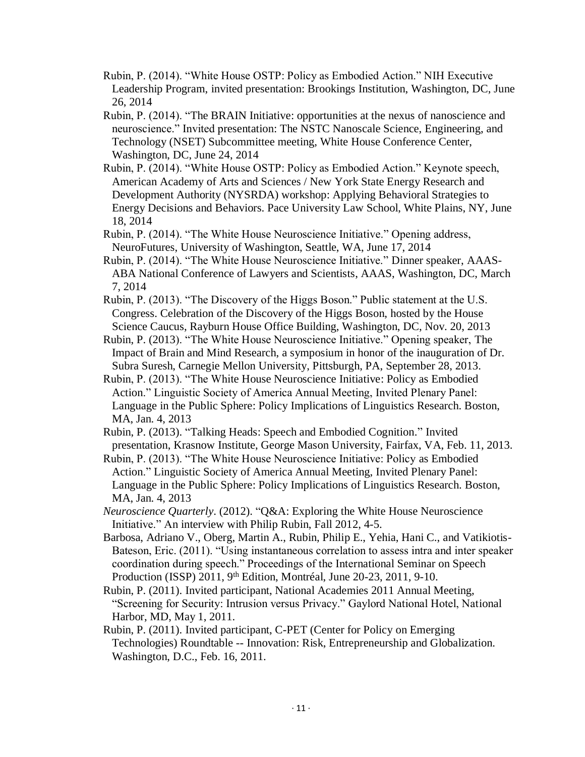Rubin, P. (2014). “White House OSTP: Policy as Embodied Action.” NIH Executive Leadership Program, invited presentation: Brookings Institution, Washington, DC, June 26, 2014

Rubin, P. (2014). “The BRAIN Initiative: opportunities at the nexus of nanoscience and neuroscience.” Invited presentation: The NSTC Nanoscale Science, Engineering, and Technology (NSET) Subcommittee meeting, White House Conference Center, Washington, DC, June 24, 2014

Rubin, P. (2014). “White House OSTP: Policy as Embodied Action.” Keynote speech, American Academy of Arts and Sciences / New York State Energy Research and Development Authority (NYSRDA) workshop: Applying Behavioral Strategies to Energy Decisions and Behaviors. Pace University Law School, White Plains, NY, June 18, 2014

Rubin, P. (2014). “The White House Neuroscience Initiative.” Opening address, NeuroFutures, University of Washington, Seattle, WA, June 17, 2014

Rubin, P. (2014). “The White House Neuroscience Initiative.” Dinner speaker, AAAS-ABA National Conference of Lawyers and Scientists, AAAS, Washington, DC, March 7, 2014

Rubin, P. (2013). “The Discovery of the Higgs Boson.” Public statement at the U.S. Congress. Celebration of the Discovery of the Higgs Boson, hosted by the House Science Caucus, Rayburn House Office Building, Washington, DC, Nov. 20, 2013

Rubin, P. (2013). “The White House Neuroscience Initiative.” Opening speaker, The Impact of Brain and Mind Research, a symposium in honor of the inauguration of Dr. Subra Suresh, Carnegie Mellon University, Pittsburgh, PA, September 28, 2013.

Rubin, P. (2013). “The White House Neuroscience Initiative: Policy as Embodied Action.” Linguistic Society of America Annual Meeting, Invited Plenary Panel: Language in the Public Sphere: Policy Implications of Linguistics Research. Boston, MA, Jan. 4, 2013

Rubin, P. (2013). “Talking Heads: Speech and Embodied Cognition.” Invited presentation, Krasnow Institute, George Mason University, Fairfax, VA, Feb. 11, 2013.

Rubin, P. (2013). “The White House Neuroscience Initiative: Policy as Embodied Action.” Linguistic Society of America Annual Meeting, Invited Plenary Panel: Language in the Public Sphere: Policy Implications of Linguistics Research. Boston, MA, Jan. 4, 2013

*Neuroscience Quarterly*. (2012). “Q&A: Exploring the White House Neuroscience Initiative.” An interview with Philip Rubin, Fall 2012, 4-5.

Barbosa, Adriano V., Oberg, Martin A., Rubin, Philip E., Yehia, Hani C., and Vatikiotis-Bateson, Eric. (2011). “Using instantaneous correlation to assess intra and inter speaker coordination during speech.” Proceedings of the International Seminar on Speech Production (ISSP) 2011, 9th Edition, Montréal, June 20-23, 2011, 9-10.

Rubin, P. (2011). Invited participant, National Academies 2011 Annual Meeting, “Screening for Security: Intrusion versus Privacy.” Gaylord National Hotel, National Harbor, MD, May 1, 2011.

Rubin, P. (2011). Invited participant, C-PET (Center for Policy on Emerging Technologies) Roundtable -- Innovation: Risk, Entrepreneurship and Globalization. Washington, D.C., Feb. 16, 2011.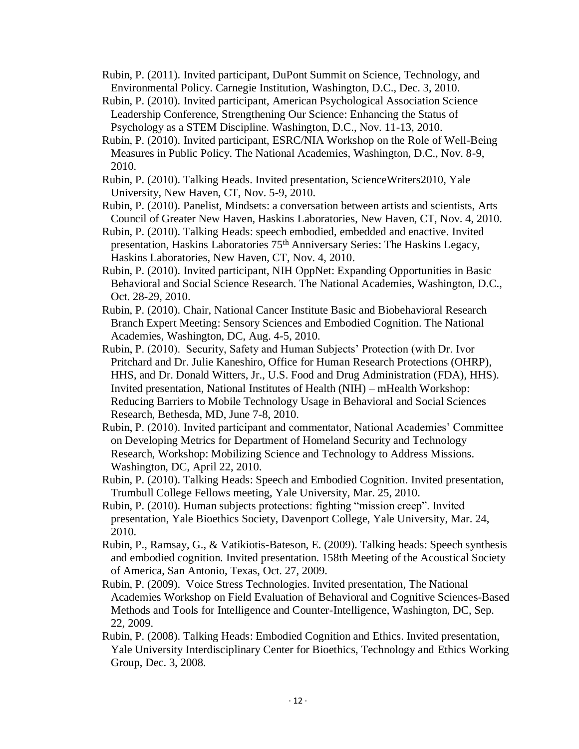Rubin, P. (2011). Invited participant, DuPont Summit on Science, Technology, and Environmental Policy. Carnegie Institution, Washington, D.C., Dec. 3, 2010.

Rubin, P. (2010). Invited participant, American Psychological Association Science Leadership Conference, Strengthening Our Science: Enhancing the Status of Psychology as a STEM Discipline. Washington, D.C., Nov. 11-13, 2010.

Rubin, P. (2010). Invited participant, ESRC/NIA Workshop on the Role of Well-Being Measures in Public Policy. The National Academies, Washington, D.C., Nov. 8-9, 2010.

Rubin, P. (2010). Talking Heads. Invited presentation, ScienceWriters2010, Yale University, New Haven, CT, Nov. 5-9, 2010.

Rubin, P. (2010). Panelist, Mindsets: a conversation between artists and scientists, Arts Council of Greater New Haven, Haskins Laboratories, New Haven, CT, Nov. 4, 2010.

Rubin, P. (2010). Talking Heads: speech embodied, embedded and enactive. Invited presentation, Haskins Laboratories 75th Anniversary Series: The Haskins Legacy, Haskins Laboratories, New Haven, CT, Nov. 4, 2010.

Rubin, P. (2010). Invited participant, NIH OppNet: Expanding Opportunities in Basic Behavioral and Social Science Research. The National Academies, Washington, D.C., Oct. 28-29, 2010.

Rubin, P. (2010). Chair, National Cancer Institute Basic and Biobehavioral Research Branch Expert Meeting: Sensory Sciences and Embodied Cognition. The National Academies, Washington, DC, Aug. 4-5, 2010.

Rubin, P. (2010). Security, Safety and Human Subjects' Protection (with Dr. Ivor Pritchard and Dr. Julie Kaneshiro, Office for Human Research Protections (OHRP), HHS, and Dr. Donald Witters, Jr., U.S. Food and Drug Administration (FDA), HHS). Invited presentation, National Institutes of Health (NIH) – mHealth Workshop: Reducing Barriers to Mobile Technology Usage in Behavioral and Social Sciences Research, Bethesda, MD, June 7-8, 2010.

Rubin, P. (2010). Invited participant and commentator, National Academies' Committee on Developing Metrics for Department of Homeland Security and Technology Research, Workshop: Mobilizing Science and Technology to Address Missions. Washington, DC, April 22, 2010.

Rubin, P. (2010). Talking Heads: Speech and Embodied Cognition. Invited presentation, Trumbull College Fellows meeting, Yale University, Mar. 25, 2010.

Rubin, P. (2010). Human subjects protections: fighting "mission creep". Invited presentation, Yale Bioethics Society, Davenport College, Yale University, Mar. 24, 2010.

Rubin, P., Ramsay, G., & Vatikiotis-Bateson, E. (2009). Talking heads: Speech synthesis and embodied cognition. Invited presentation. 158th Meeting of the Acoustical Society of America, San Antonio, Texas, Oct. 27, 2009.

Rubin, P. (2009). Voice Stress Technologies. Invited presentation, The National Academies Workshop on Field Evaluation of Behavioral and Cognitive Sciences-Based Methods and Tools for Intelligence and Counter-Intelligence, Washington, DC, Sep. 22, 2009.

Rubin, P. (2008). Talking Heads: Embodied Cognition and Ethics. Invited presentation, Yale University Interdisciplinary Center for Bioethics, Technology and Ethics Working Group, Dec. 3, 2008.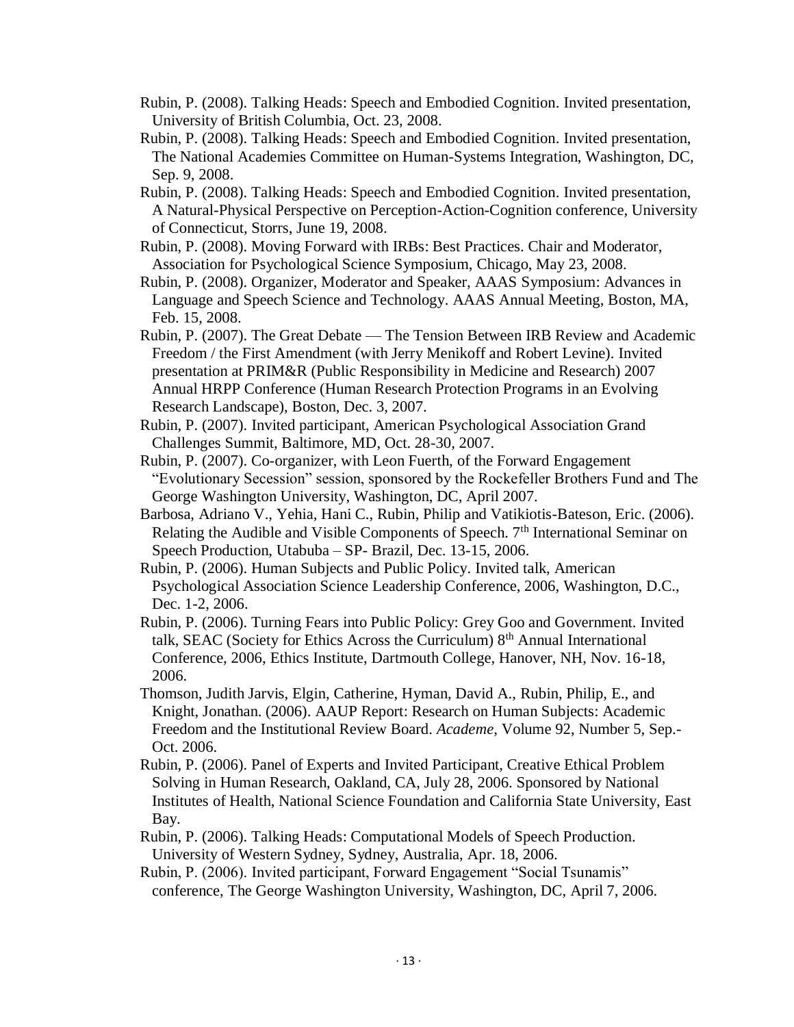Rubin, P. (2008). Talking Heads: Speech and Embodied Cognition. Invited presentation, University of British Columbia, Oct. 23, 2008.

Rubin, P. (2008). Talking Heads: Speech and Embodied Cognition. Invited presentation, The National Academies Committee on Human-Systems Integration, Washington, DC, Sep. 9, 2008.

Rubin, P. (2008). Talking Heads: Speech and Embodied Cognition. Invited presentation, A Natural-Physical Perspective on Perception-Action-Cognition conference, University of Connecticut, Storrs, June 19, 2008.

Rubin, P. (2008). Moving Forward with IRBs: Best Practices. Chair and Moderator, Association for Psychological Science Symposium, Chicago, May 23, 2008.

Rubin, P. (2008). Organizer, Moderator and Speaker, AAAS Symposium: Advances in Language and Speech Science and Technology. AAAS Annual Meeting, Boston, MA, Feb. 15, 2008.

Rubin, P. (2007). The Great Debate — The Tension Between IRB Review and Academic Freedom / the First Amendment (with Jerry Menikoff and Robert Levine). Invited presentation at PRIM&R (Public Responsibility in Medicine and Research) 2007 Annual HRPP Conference (Human Research Protection Programs in an Evolving Research Landscape), Boston, Dec. 3, 2007.

Rubin, P. (2007). Invited participant, American Psychological Association Grand Challenges Summit, Baltimore, MD, Oct. 28-30, 2007.

Rubin, P. (2007). Co-organizer, with Leon Fuerth, of the Forward Engagement "Evolutionary Secession" session, sponsored by the Rockefeller Brothers Fund and The George Washington University, Washington, DC, April 2007.

Barbosa, Adriano V., Yehia, Hani C., Rubin, Philip and Vatikiotis-Bateson, Eric. (2006). Relating the Audible and Visible Components of Speech. 7th International Seminar on Speech Production, Utabuba – SP- Brazil, Dec. 13-15, 2006.

Rubin, P. (2006). Human Subjects and Public Policy. Invited talk, American Psychological Association Science Leadership Conference, 2006, Washington, D.C., Dec. 1-2, 2006.

Rubin, P. (2006). Turning Fears into Public Policy: Grey Goo and Government. Invited talk, SEAC (Society for Ethics Across the Curriculum) 8th Annual International Conference, 2006, Ethics Institute, Dartmouth College, Hanover, NH, Nov. 16-18, 2006.

Thomson, Judith Jarvis, Elgin, Catherine, Hyman, David A., Rubin, Philip, E., and Knight, Jonathan. (2006). AAUP Report: Research on Human Subjects: Academic Freedom and the Institutional Review Board. *Academe*, Volume 92, Number 5, Sep.-Oct. 2006.

Rubin, P. (2006). Panel of Experts and Invited Participant, Creative Ethical Problem Solving in Human Research, Oakland, CA, July 28, 2006. Sponsored by National Institutes of Health, National Science Foundation and California State University, East Bay.

Rubin, P. (2006). Talking Heads: Computational Models of Speech Production. University of Western Sydney, Sydney, Australia, Apr. 18, 2006.

Rubin, P. (2006). Invited participant, Forward Engagement "Social Tsunamis" conference, The George Washington University, Washington, DC, April 7, 2006.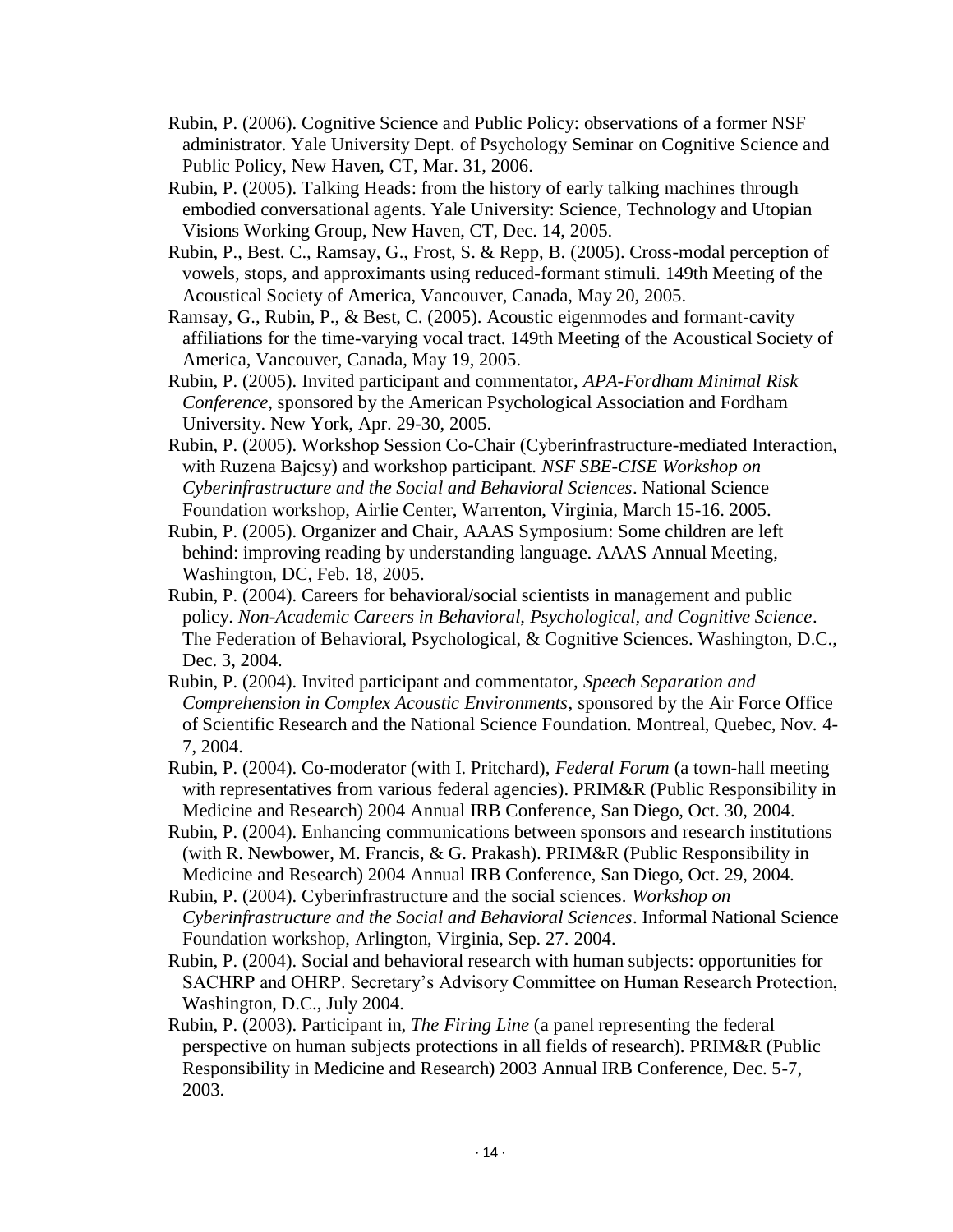Rubin, P. (2006). Cognitive Science and Public Policy: observations of a former NSF administrator. Yale University Dept. of Psychology Seminar on Cognitive Science and Public Policy, New Haven, CT, Mar. 31, 2006.

Rubin, P. (2005). Talking Heads: from the history of early talking machines through embodied conversational agents. Yale University: Science, Technology and Utopian Visions Working Group, New Haven, CT, Dec. 14, 2005.

Rubin, P., Best. C., Ramsay, G., Frost, S. & Repp, B. (2005). Cross-modal perception of vowels, stops, and approximants using reduced-formant stimuli. 149th Meeting of the Acoustical Society of America, Vancouver, Canada, May 20, 2005.

Ramsay, G., Rubin, P., & Best, C. (2005). Acoustic eigenmodes and formant-cavity affiliations for the time-varying vocal tract. 149th Meeting of the Acoustical Society of America, Vancouver, Canada, May 19, 2005.

Rubin, P. (2005). Invited participant and commentator, *APA-Fordham Minimal Risk Conference*, sponsored by the American Psychological Association and Fordham University. New York, Apr. 29-30, 2005.

Rubin, P. (2005). Workshop Session Co-Chair (Cyberinfrastructure-mediated Interaction, with Ruzena Bajcsy) and workshop participant. *NSF SBE-CISE Workshop on Cyberinfrastructure and the Social and Behavioral Sciences*. National Science Foundation workshop, Airlie Center, Warrenton, Virginia, March 15-16. 2005.

Rubin, P. (2005). Organizer and Chair, AAAS Symposium: Some children are left behind: improving reading by understanding language. AAAS Annual Meeting, Washington, DC, Feb. 18, 2005.

Rubin, P. (2004). Careers for behavioral/social scientists in management and public policy. *Non-Academic Careers in Behavioral, Psychological, and Cognitive Science*. The Federation of Behavioral, Psychological, & Cognitive Sciences. Washington, D.C., Dec. 3, 2004.

Rubin, P. (2004). Invited participant and commentator, *Speech Separation and Comprehension in Complex Acoustic Environments*, sponsored by the Air Force Office of Scientific Research and the National Science Foundation. Montreal, Quebec, Nov. 4-7, 2004.

Rubin, P. (2004). Co-moderator (with I. Pritchard), *Federal Forum* (a town-hall meeting with representatives from various federal agencies). PRIM&R (Public Responsibility in Medicine and Research) 2004 Annual IRB Conference, San Diego, Oct. 30, 2004.

Rubin, P. (2004). Enhancing communications between sponsors and research institutions (with R. Newbower, M. Francis, & G. Prakash). PRIM&R (Public Responsibility in Medicine and Research) 2004 Annual IRB Conference, San Diego, Oct. 29, 2004.

Rubin, P. (2004). Cyberinfrastructure and the social sciences. *Workshop on Cyberinfrastructure and the Social and Behavioral Sciences*. Informal National Science Foundation workshop, Arlington, Virginia, Sep. 27. 2004.

Rubin, P. (2004). Social and behavioral research with human subjects: opportunities for SACHRP and OHRP. Secretary's Advisory Committee on Human Research Protection, Washington, D.C., July 2004.

Rubin, P. (2003). Participant in, *The Firing Line* (a panel representing the federal perspective on human subjects protections in all fields of research). PRIM&R (Public Responsibility in Medicine and Research) 2003 Annual IRB Conference, Dec. 5-7, 2003.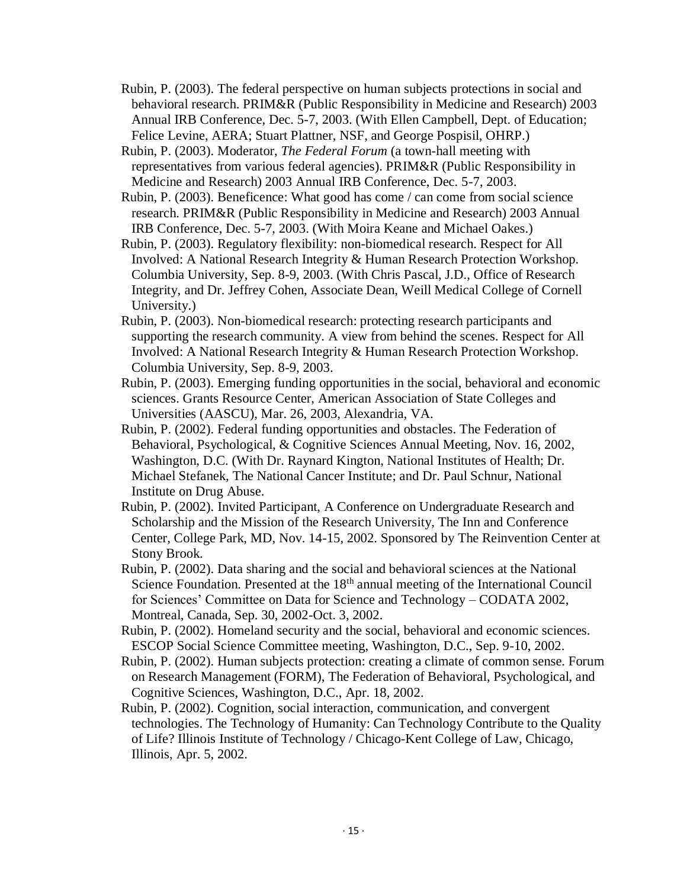Rubin, P. (2003). The federal perspective on human subjects protections in social and behavioral research. PRIM&R (Public Responsibility in Medicine and Research) 2003 Annual IRB Conference, Dec. 5-7, 2003. (With Ellen Campbell, Dept. of Education; Felice Levine, AERA; Stuart Plattner, NSF, and George Pospisil, OHRP.)

Rubin, P. (2003). Moderator, *The Federal Forum* (a town-hall meeting with representatives from various federal agencies). PRIM&R (Public Responsibility in Medicine and Research) 2003 Annual IRB Conference, Dec. 5-7, 2003.

Rubin, P. (2003). Beneficence: What good has come / can come from social science research. PRIM&R (Public Responsibility in Medicine and Research) 2003 Annual IRB Conference, Dec. 5-7, 2003. (With Moira Keane and Michael Oakes.)

Rubin, P. (2003). Regulatory flexibility: non-biomedical research. Respect for All Involved: A National Research Integrity & Human Research Protection Workshop. Columbia University, Sep. 8-9, 2003. (With Chris Pascal, J.D., Office of Research Integrity, and Dr. Jeffrey Cohen, Associate Dean, Weill Medical College of Cornell University.)

Rubin, P. (2003). Non-biomedical research: protecting research participants and supporting the research community. A view from behind the scenes. Respect for All Involved: A National Research Integrity & Human Research Protection Workshop. Columbia University, Sep. 8-9, 2003.

Rubin, P. (2003). Emerging funding opportunities in the social, behavioral and economic sciences. Grants Resource Center, American Association of State Colleges and Universities (AASCU), Mar. 26, 2003, Alexandria, VA.

Rubin, P. (2002). Federal funding opportunities and obstacles. The Federation of Behavioral, Psychological, & Cognitive Sciences Annual Meeting, Nov. 16, 2002, Washington, D.C. (With Dr. Raynard Kington, National Institutes of Health; Dr. Michael Stefanek, The National Cancer Institute; and Dr. Paul Schnur, National Institute on Drug Abuse.

Rubin, P. (2002). Invited Participant, A Conference on Undergraduate Research and Scholarship and the Mission of the Research University, The Inn and Conference Center, College Park, MD, Nov. 14-15, 2002. Sponsored by The Reinvention Center at Stony Brook.

Rubin, P. (2002). Data sharing and the social and behavioral sciences at the National Science Foundation. Presented at the 18th annual meeting of the International Council for Sciences' Committee on Data for Science and Technology – CODATA 2002, Montreal, Canada, Sep. 30, 2002-Oct. 3, 2002.

Rubin, P. (2002). Homeland security and the social, behavioral and economic sciences. ESCOP Social Science Committee meeting, Washington, D.C., Sep. 9-10, 2002.

Rubin, P. (2002). Human subjects protection: creating a climate of common sense. Forum on Research Management (FORM), The Federation of Behavioral, Psychological, and Cognitive Sciences, Washington, D.C., Apr. 18, 2002.

Rubin, P. (2002). Cognition, social interaction, communication, and convergent technologies. The Technology of Humanity: Can Technology Contribute to the Quality of Life? Illinois Institute of Technology / Chicago-Kent College of Law, Chicago, Illinois, Apr. 5, 2002.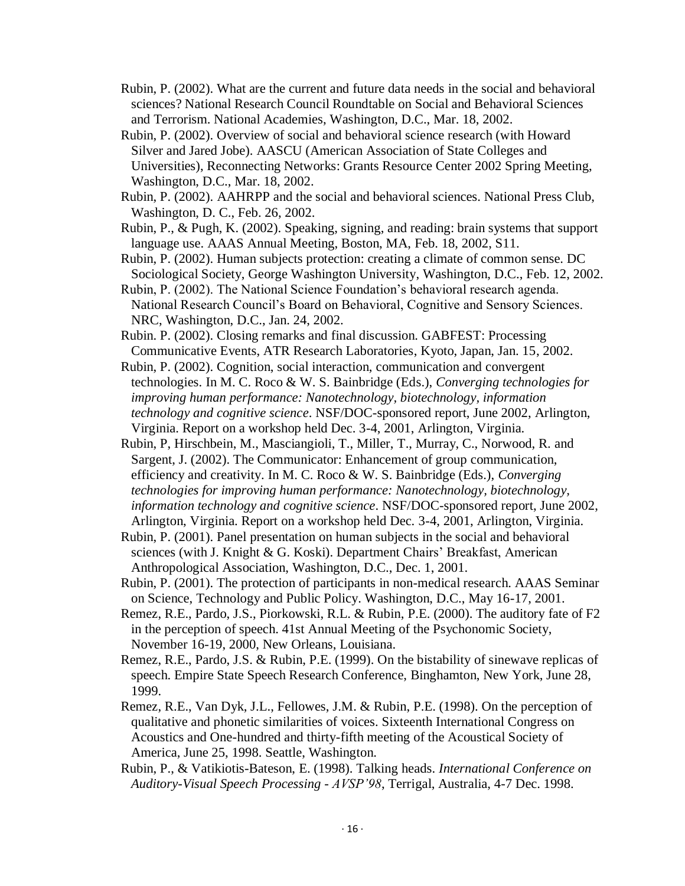Rubin, P. (2002). What are the current and future data needs in the social and behavioral sciences? National Research Council Roundtable on Social and Behavioral Sciences and Terrorism. National Academies, Washington, D.C., Mar. 18, 2002.

Rubin, P. (2002). Overview of social and behavioral science research (with Howard Silver and Jared Jobe). AASCU (American Association of State Colleges and Universities), Reconnecting Networks: Grants Resource Center 2002 Spring Meeting, Washington, D.C., Mar. 18, 2002.

Rubin, P. (2002). AAHRPP and the social and behavioral sciences. National Press Club, Washington, D. C., Feb. 26, 2002.

Rubin, P., & Pugh, K. (2002). Speaking, signing, and reading: brain systems that support language use. AAAS Annual Meeting, Boston, MA, Feb. 18, 2002, S11.

Rubin, P. (2002). Human subjects protection: creating a climate of common sense. DC Sociological Society, George Washington University, Washington, D.C., Feb. 12, 2002.

Rubin, P. (2002). The National Science Foundation's behavioral research agenda. National Research Council's Board on Behavioral, Cognitive and Sensory Sciences. NRC, Washington, D.C., Jan. 24, 2002.

Rubin. P. (2002). Closing remarks and final discussion. GABFEST: Processing Communicative Events, ATR Research Laboratories, Kyoto, Japan, Jan. 15, 2002.

Rubin, P. (2002). Cognition, social interaction, communication and convergent technologies. In M. C. Roco & W. S. Bainbridge (Eds.), *Converging technologies for improving human performance: Nanotechnology, biotechnology, information technology and cognitive science*. NSF/DOC-sponsored report, June 2002, Arlington, Virginia. Report on a workshop held Dec. 3-4, 2001, Arlington, Virginia.

Rubin, P, Hirschbein, M., Masciangioli, T., Miller, T., Murray, C., Norwood, R. and Sargent, J. (2002). The Communicator: Enhancement of group communication, efficiency and creativity. In M. C. Roco & W. S. Bainbridge (Eds.), *Converging technologies for improving human performance: Nanotechnology, biotechnology, information technology and cognitive science*. NSF/DOC-sponsored report, June 2002, Arlington, Virginia. Report on a workshop held Dec. 3-4, 2001, Arlington, Virginia.

Rubin, P. (2001). Panel presentation on human subjects in the social and behavioral sciences (with J. Knight & G. Koski). Department Chairs' Breakfast, American Anthropological Association, Washington, D.C., Dec. 1, 2001.

Rubin, P. (2001). The protection of participants in non-medical research. AAAS Seminar on Science, Technology and Public Policy. Washington, D.C., May 16-17, 2001.

Remez, R.E., Pardo, J.S., Piorkowski, R.L. & Rubin, P.E. (2000). The auditory fate of F2 in the perception of speech. 41st Annual Meeting of the Psychonomic Society, November 16-19, 2000, New Orleans, Louisiana.

Remez, R.E., Pardo, J.S. & Rubin, P.E. (1999). On the bistability of sinewave replicas of speech. Empire State Speech Research Conference, Binghamton, New York, June 28, 1999.

Remez, R.E., Van Dyk, J.L., Fellowes, J.M. & Rubin, P.E. (1998). On the perception of qualitative and phonetic similarities of voices. Sixteenth International Congress on Acoustics and One-hundred and thirty-fifth meeting of the Acoustical Society of America, June 25, 1998. Seattle, Washington.

Rubin, P., & Vatikiotis-Bateson, E. (1998). Talking heads. *International Conference on Auditory-Visual Speech Processing - AVSP'98*, Terrigal, Australia, 4-7 Dec. 1998.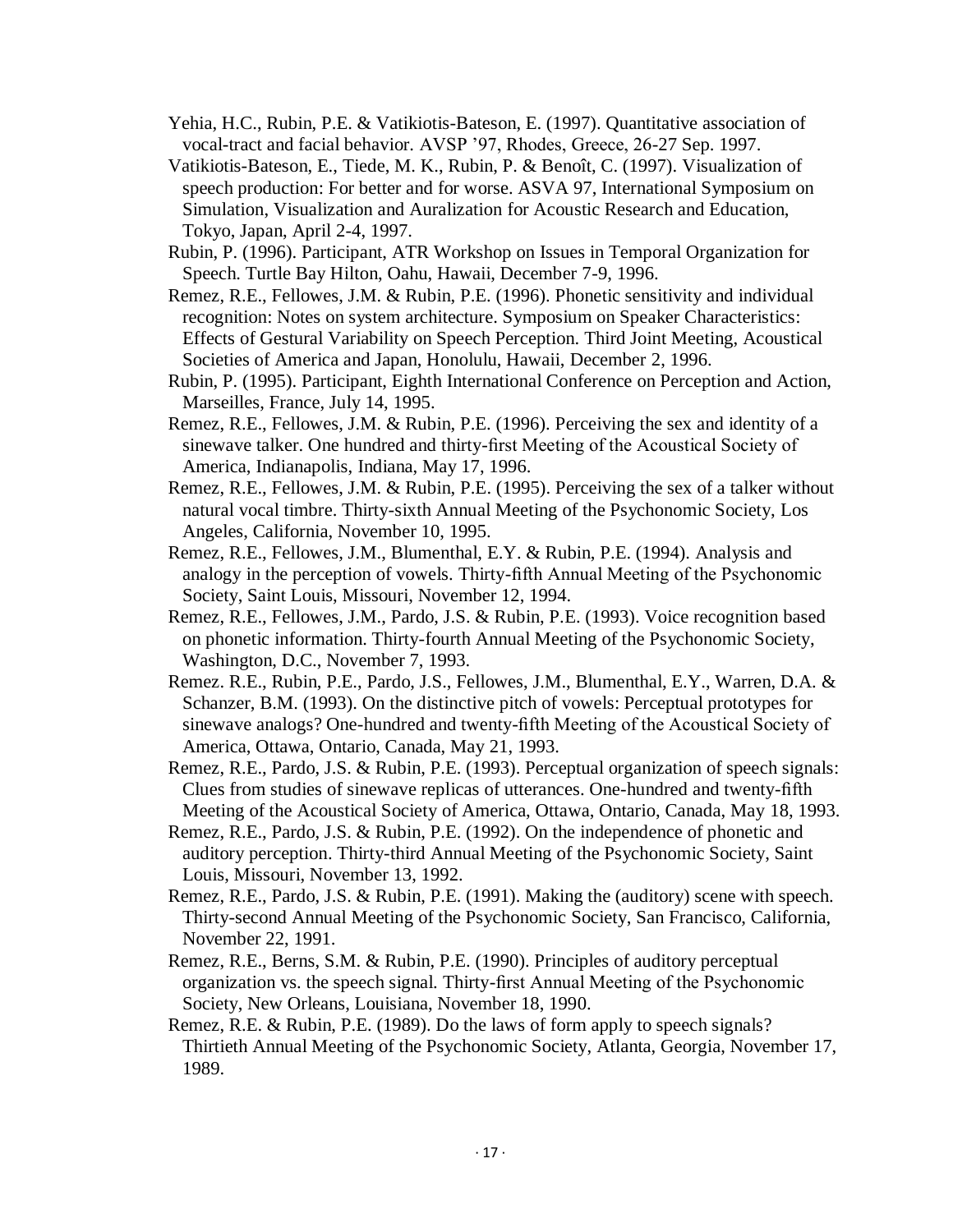Yehia, H.C., Rubin, P.E. & Vatikiotis-Bateson, E. (1997). Quantitative association of vocal-tract and facial behavior. AVSP ’97, Rhodes, Greece, 26-27 Sep. 1997.

Vatikiotis-Bateson, E., Tiede, M. K., Rubin, P. & Benoît, C. (1997). Visualization of speech production: For better and for worse. ASVA 97, International Symposium on Simulation, Visualization and Auralization for Acoustic Research and Education, Tokyo, Japan, April 2-4, 1997.

Rubin, P. (1996). Participant, ATR Workshop on Issues in Temporal Organization for Speech. Turtle Bay Hilton, Oahu, Hawaii, December 7-9, 1996.

Remez, R.E., Fellowes, J.M. & Rubin, P.E. (1996). Phonetic sensitivity and individual recognition: Notes on system architecture. Symposium on Speaker Characteristics: Effects of Gestural Variability on Speech Perception. Third Joint Meeting, Acoustical Societies of America and Japan, Honolulu, Hawaii, December 2, 1996.

Rubin, P. (1995). Participant, Eighth International Conference on Perception and Action, Marseilles, France, July 14, 1995.

Remez, R.E., Fellowes, J.M. & Rubin, P.E. (1996). Perceiving the sex and identity of a sinewave talker. One hundred and thirty-first Meeting of the Acoustical Society of America, Indianapolis, Indiana, May 17, 1996.

Remez, R.E., Fellowes, J.M. & Rubin, P.E. (1995). Perceiving the sex of a talker without natural vocal timbre. Thirty-sixth Annual Meeting of the Psychonomic Society, Los Angeles, California, November 10, 1995.

Remez, R.E., Fellowes, J.M., Blumenthal, E.Y. & Rubin, P.E. (1994). Analysis and analogy in the perception of vowels. Thirty-fifth Annual Meeting of the Psychonomic Society, Saint Louis, Missouri, November 12, 1994.

Remez, R.E., Fellowes, J.M., Pardo, J.S. & Rubin, P.E. (1993). Voice recognition based on phonetic information. Thirty-fourth Annual Meeting of the Psychonomic Society, Washington, D.C., November 7, 1993.

Remez. R.E., Rubin, P.E., Pardo, J.S., Fellowes, J.M., Blumenthal, E.Y., Warren, D.A. & Schanzer, B.M. (1993). On the distinctive pitch of vowels: Perceptual prototypes for sinewave analogs? One-hundred and twenty-fifth Meeting of the Acoustical Society of America, Ottawa, Ontario, Canada, May 21, 1993.

Remez, R.E., Pardo, J.S. & Rubin, P.E. (1993). Perceptual organization of speech signals: Clues from studies of sinewave replicas of utterances. One-hundred and twenty-fifth Meeting of the Acoustical Society of America, Ottawa, Ontario, Canada, May 18, 1993.

Remez, R.E., Pardo, J.S. & Rubin, P.E. (1992). On the independence of phonetic and auditory perception. Thirty-third Annual Meeting of the Psychonomic Society, Saint Louis, Missouri, November 13, 1992.

Remez, R.E., Pardo, J.S. & Rubin, P.E. (1991). Making the (auditory) scene with speech. Thirty-second Annual Meeting of the Psychonomic Society, San Francisco, California, November 22, 1991.

Remez, R.E., Berns, S.M. & Rubin, P.E. (1990). Principles of auditory perceptual organization vs. the speech signal. Thirty-first Annual Meeting of the Psychonomic Society, New Orleans, Louisiana, November 18, 1990.

Remez, R.E. & Rubin, P.E. (1989). Do the laws of form apply to speech signals? Thirtieth Annual Meeting of the Psychonomic Society, Atlanta, Georgia, November 17, 1989.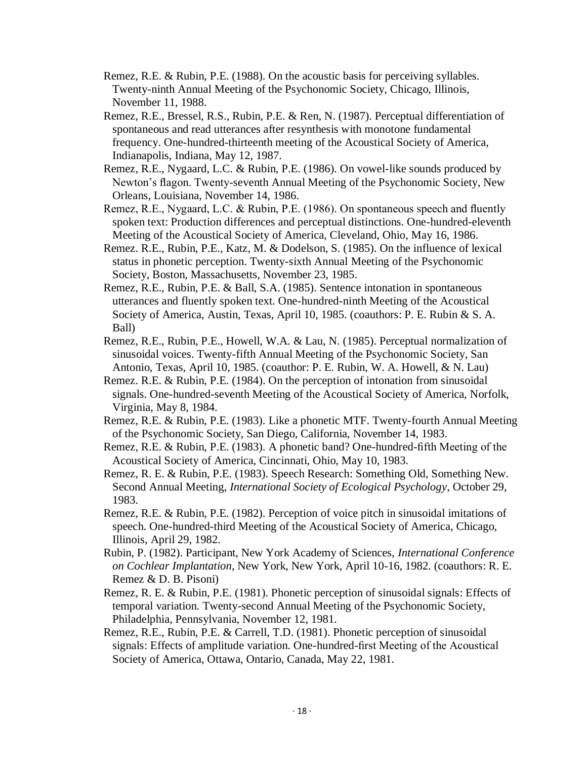Remez, R.E. & Rubin, P.E. (1988). On the acoustic basis for perceiving syllables. Twenty-ninth Annual Meeting of the Psychonomic Society, Chicago, Illinois, November 11, 1988.

Remez, R.E., Bressel, R.S., Rubin, P.E. & Ren, N. (1987). Perceptual differentiation of spontaneous and read utterances after resynthesis with monotone fundamental frequency. One-hundred-thirteenth meeting of the Acoustical Society of America, Indianapolis, Indiana, May 12, 1987.

Remez, R.E., Nygaard, L.C. & Rubin, P.E. (1986). On vowel-like sounds produced by Newton's flagon. Twenty-seventh Annual Meeting of the Psychonomic Society, New Orleans, Louisiana, November 14, 1986.

Remez, R.E., Nygaard, L.C. & Rubin, P.E. (1986). On spontaneous speech and fluently spoken text: Production differences and perceptual distinctions. One-hundred-eleventh Meeting of the Acoustical Society of America, Cleveland, Ohio, May 16, 1986.

Remez. R.E., Rubin, P.E., Katz, M. & Dodelson, S. (1985). On the influence of lexical status in phonetic perception. Twenty-sixth Annual Meeting of the Psychonomic Society, Boston, Massachusetts, November 23, 1985.

Remez, R.E., Rubin, P.E. & Ball, S.A. (1985). Sentence intonation in spontaneous utterances and fluently spoken text. One-hundred-ninth Meeting of the Acoustical Society of America, Austin, Texas, April 10, 1985. (coauthors: P. E. Rubin & S. A. Ball)

Remez, R.E., Rubin, P.E., Howell, W.A. & Lau, N. (1985). Perceptual normalization of sinusoidal voices. Twenty-fifth Annual Meeting of the Psychonomic Society, San Antonio, Texas, April 10, 1985. (coauthor: P. E. Rubin, W. A. Howell, & N. Lau)

Remez. R.E. & Rubin, P.E. (1984). On the perception of intonation from sinusoidal signals. One-hundred-seventh Meeting of the Acoustical Society of America, Norfolk, Virginia, May 8, 1984.

Remez, R.E. & Rubin, P.E. (1983). Like a phonetic MTF. Twenty-fourth Annual Meeting of the Psychonomic Society, San Diego, California, November 14, 1983.

Remez, R.E. & Rubin, P.E. (1983). A phonetic band? One-hundred-fifth Meeting of the Acoustical Society of America, Cincinnati, Ohio, May 10, 1983.

Remez, R. E. & Rubin, P.E. (1983). Speech Research: Something Old, Something New. Second Annual Meeting, *International Society of Ecological Psychology*, October 29, 1983.

Remez, R.E. & Rubin, P.E. (1982). Perception of voice pitch in sinusoidal imitations of speech. One-hundred-third Meeting of the Acoustical Society of America, Chicago, Illinois, April 29, 1982.

Rubin, P. (1982). Participant, New York Academy of Sciences, *International Conference on Cochlear Implantation*, New York, New York, April 10-16, 1982. (coauthors: R. E. Remez & D. B. Pisoni)

Remez, R. E. & Rubin, P.E. (1981). Phonetic perception of sinusoidal signals: Effects of temporal variation. Twenty-second Annual Meeting of the Psychonomic Society, Philadelphia, Pennsylvania, November 12, 1981.

Remez, R.E., Rubin, P.E. & Carrell, T.D. (1981). Phonetic perception of sinusoidal signals: Effects of amplitude variation. One-hundred-first Meeting of the Acoustical Society of America, Ottawa, Ontario, Canada, May 22, 1981.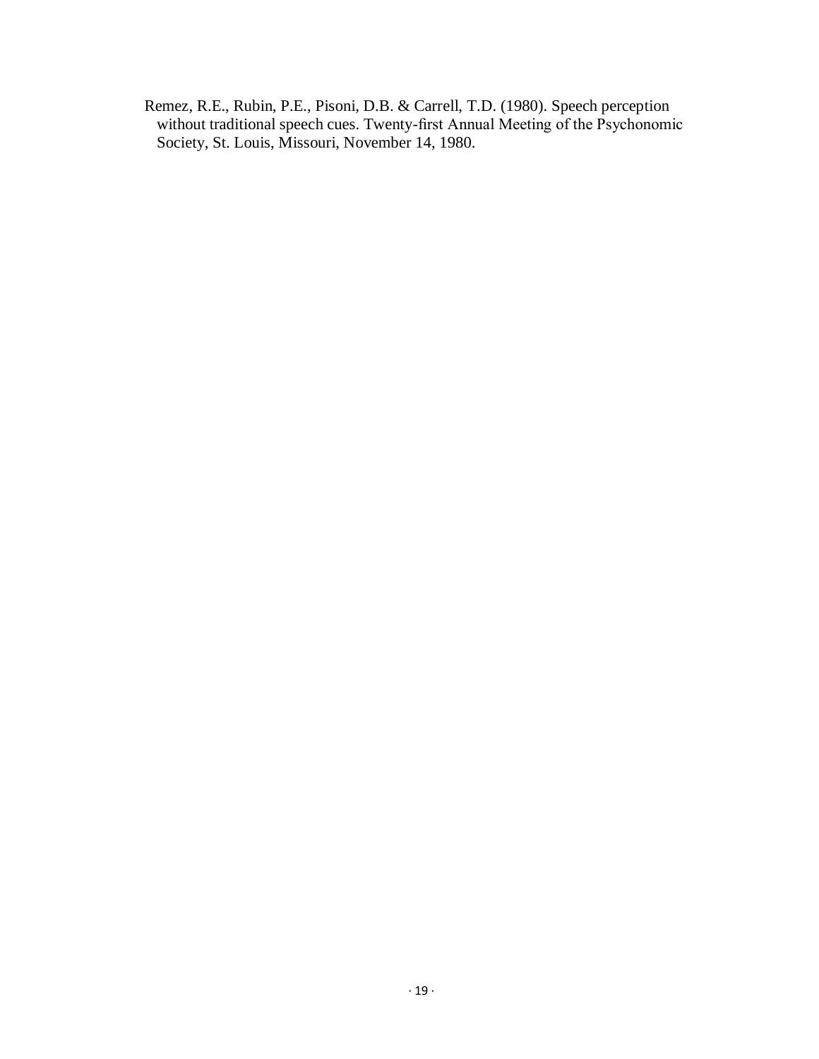Remez, R.E., Rubin, P.E., Pisoni, D.B. & Carrell, T.D. (1980). Speech perception without traditional speech cues. Twenty-first Annual Meeting of the Psychonomic Society, St. Louis, Missouri, November 14, 1980.